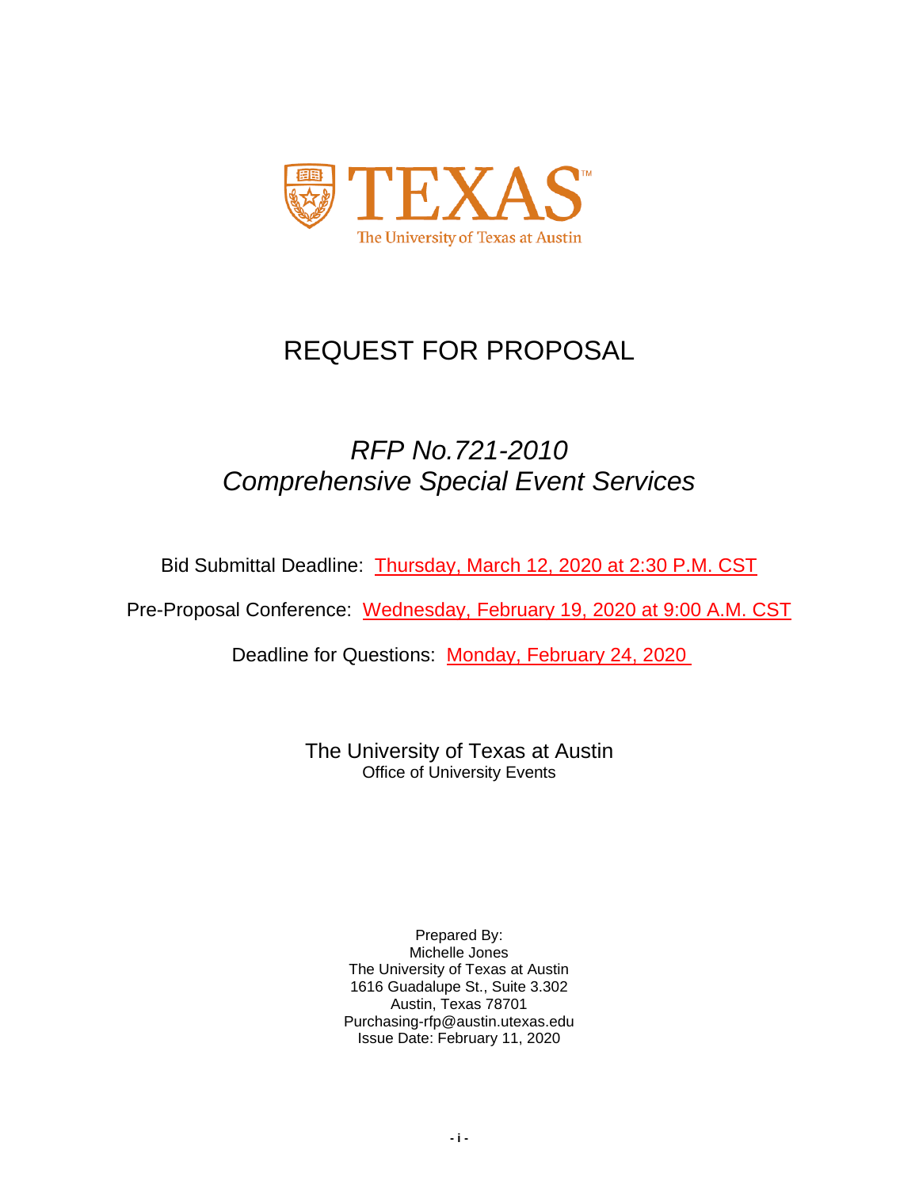TEXAS

The University of Texas at Austin

# REQUEST FOR PROPOSAL

## *RFP No.721-2010*
## *Comprehensive Special Event Services*

Bid Submittal Deadline: Thursday, March 12, 2020 at 2:30 P.M. CST

Pre-Proposal Conference: Wednesday, February 19, 2020 at 9:00 A.M. CST

Deadline for Questions: Monday, February 24, 2020

The University of Texas at Austin
Office of University Events

Prepared By:
Michelle Jones
The University of Texas at Austin
1616 Guadalupe St., Suite 3.302
Austin, Texas 78701
Purchasing-rfp@austin.utexas.edu
Issue Date: February 11, 2020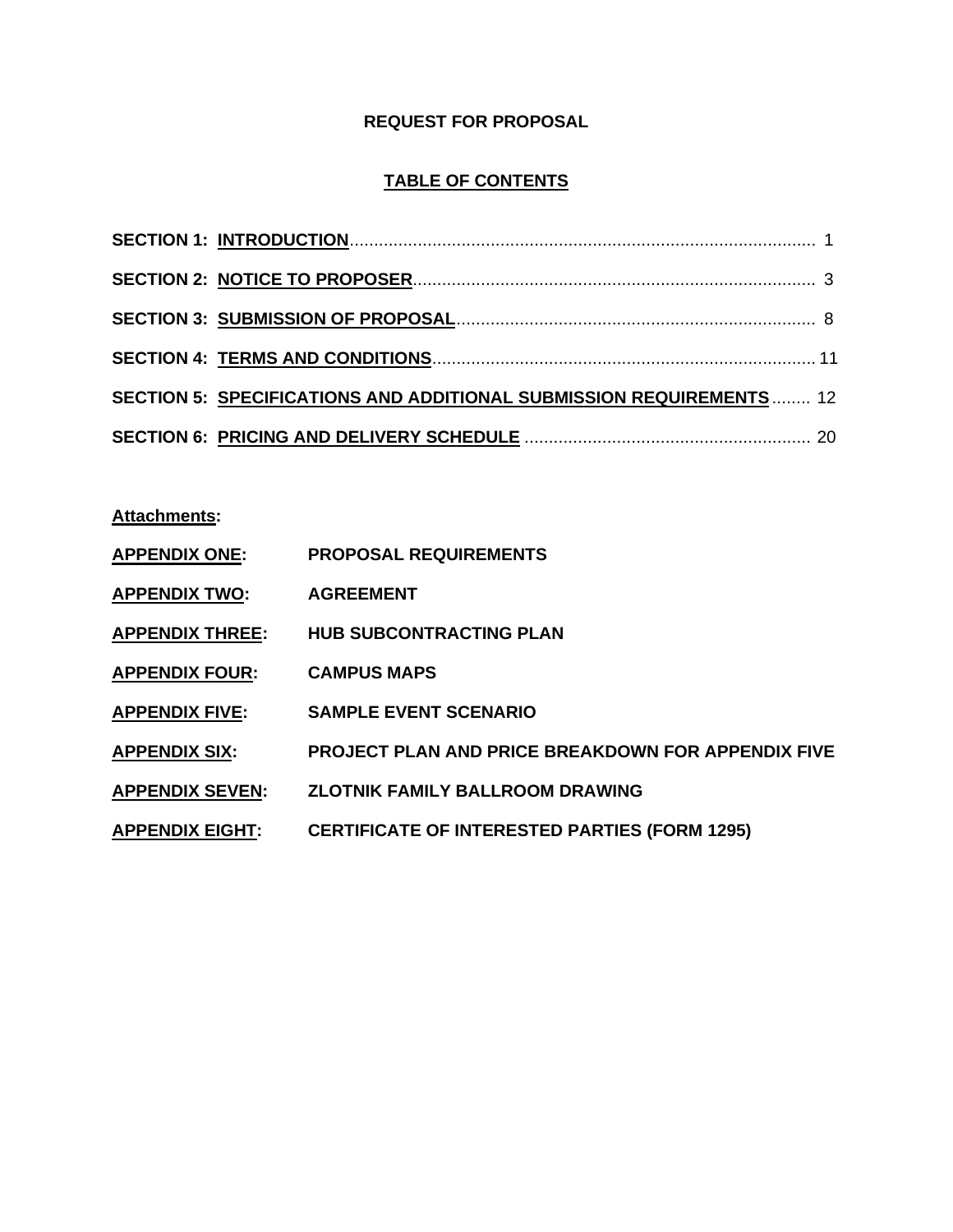**REQUEST FOR PROPOSAL**

**TABLE OF CONTENTS**

**SECTION 1: INTRODUCTION**................................................................................................ 1

**SECTION 2: NOTICE TO PROPOSER**.................................................................................. 3

**SECTION 3: SUBMISSION OF PROPOSAL**.......................................................................... 8

**SECTION 4: TERMS AND CONDITIONS**............................................................................. 11

**SECTION 5: SPECIFICATIONS AND ADDITIONAL SUBMISSION REQUIREMENTS**........ 12

**SECTION 6: PRICING AND DELIVERY SCHEDULE** .......................................................... 20

**Attachments:**

**APPENDIX ONE:** **PROPOSAL REQUIREMENTS**

**APPENDIX TWO:** **AGREEMENT**

**APPENDIX THREE:** **HUB SUBCONTRACTING PLAN**

**APPENDIX FOUR:** **CAMPUS MAPS**

**APPENDIX FIVE:** **SAMPLE EVENT SCENARIO**

**APPENDIX SIX:** **PROJECT PLAN AND PRICE BREAKDOWN FOR APPENDIX FIVE**

**APPENDIX SEVEN:** **ZLOTNIK FAMILY BALLROOM DRAWING**

**APPENDIX EIGHT:** **CERTIFICATE OF INTERESTED PARTIES (FORM 1295)**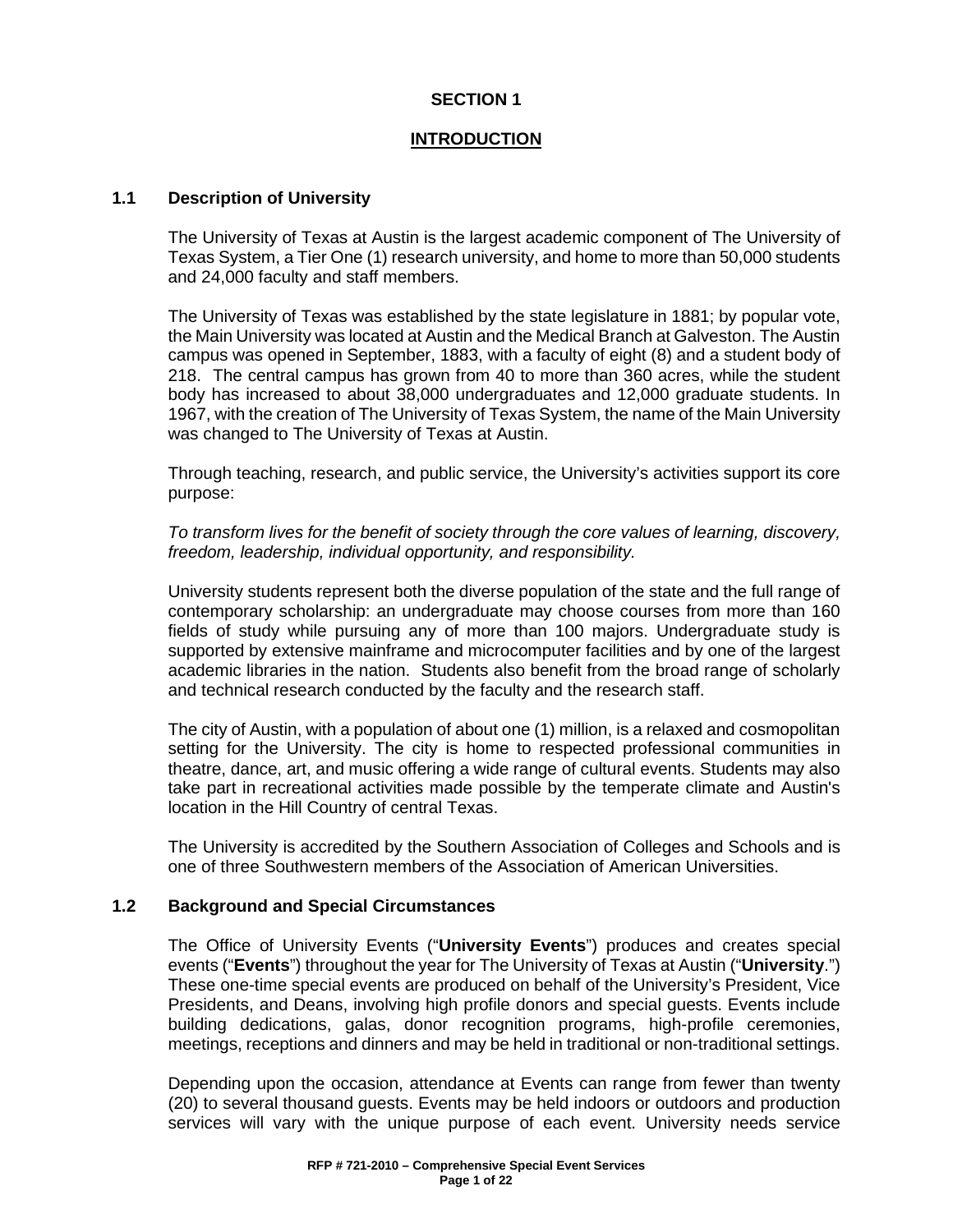# SECTION 1

## INTRODUCTION

### 1.1 Description of University

The University of Texas at Austin is the largest academic component of The University of Texas System, a Tier One (1) research university, and home to more than 50,000 students and 24,000 faculty and staff members.

The University of Texas was established by the state legislature in 1881; by popular vote, the Main University was located at Austin and the Medical Branch at Galveston. The Austin campus was opened in September, 1883, with a faculty of eight (8) and a student body of 218. The central campus has grown from 40 to more than 360 acres, while the student body has increased to about 38,000 undergraduates and 12,000 graduate students. In 1967, with the creation of The University of Texas System, the name of the Main University was changed to The University of Texas at Austin.

Through teaching, research, and public service, the University's activities support its core purpose:

*To transform lives for the benefit of society through the core values of learning, discovery, freedom, leadership, individual opportunity, and responsibility.*

University students represent both the diverse population of the state and the full range of contemporary scholarship: an undergraduate may choose courses from more than 160 fields of study while pursuing any of more than 100 majors. Undergraduate study is supported by extensive mainframe and microcomputer facilities and by one of the largest academic libraries in the nation. Students also benefit from the broad range of scholarly and technical research conducted by the faculty and the research staff.

The city of Austin, with a population of about one (1) million, is a relaxed and cosmopolitan setting for the University. The city is home to respected professional communities in theatre, dance, art, and music offering a wide range of cultural events. Students may also take part in recreational activities made possible by the temperate climate and Austin's location in the Hill Country of central Texas.

The University is accredited by the Southern Association of Colleges and Schools and is one of three Southwestern members of the Association of American Universities.

### 1.2 Background and Special Circumstances

The Office of University Events ("**University Events**") produces and creates special events ("**Events**") throughout the year for The University of Texas at Austin ("**University**.") These one-time special events are produced on behalf of the University's President, Vice Presidents, and Deans, involving high profile donors and special guests. Events include building dedications, galas, donor recognition programs, high-profile ceremonies, meetings, receptions and dinners and may be held in traditional or non-traditional settings.

Depending upon the occasion, attendance at Events can range from fewer than twenty (20) to several thousand guests. Events may be held indoors or outdoors and production services will vary with the unique purpose of each event. University needs service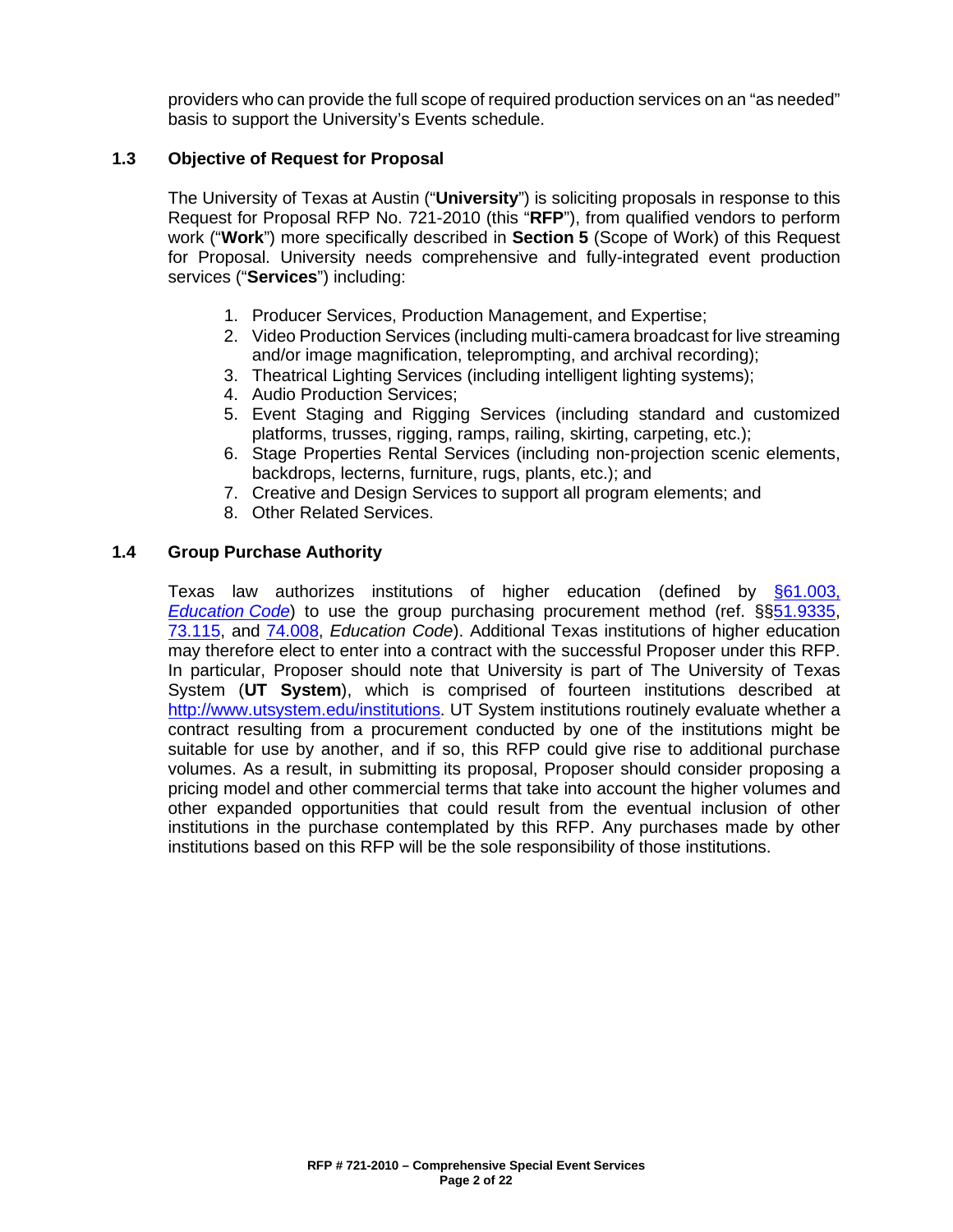providers who can provide the full scope of required production services on an "as needed" basis to support the University's Events schedule.

### 1.3 Objective of Request for Proposal

The University of Texas at Austin ("**University**") is soliciting proposals in response to this Request for Proposal RFP No. 721-2010 (this "**RFP**"), from qualified vendors to perform work ("**Work**") more specifically described in **Section 5** (Scope of Work) of this Request for Proposal. University needs comprehensive and fully-integrated event production services ("**Services**") including:

1. Producer Services, Production Management, and Expertise;
2. Video Production Services (including multi-camera broadcast for live streaming and/or image magnification, teleprompting, and archival recording);
3. Theatrical Lighting Services (including intelligent lighting systems);
4. Audio Production Services;
5. Event Staging and Rigging Services (including standard and customized platforms, trusses, rigging, ramps, railing, skirting, carpeting, etc.);
6. Stage Properties Rental Services (including non-projection scenic elements, backdrops, lecterns, furniture, rugs, plants, etc.); and
7. Creative and Design Services to support all program elements; and
8. Other Related Services.

### 1.4 Group Purchase Authority

Texas law authorizes institutions of higher education (defined by §61.003, *Education Code*) to use the group purchasing procurement method (ref. §§51.9335, 73.115, and 74.008, *Education Code*). Additional Texas institutions of higher education may therefore elect to enter into a contract with the successful Proposer under this RFP. In particular, Proposer should note that University is part of The University of Texas System (**UT System**), which is comprised of fourteen institutions described at http://www.utsystem.edu/institutions. UT System institutions routinely evaluate whether a contract resulting from a procurement conducted by one of the institutions might be suitable for use by another, and if so, this RFP could give rise to additional purchase volumes. As a result, in submitting its proposal, Proposer should consider proposing a pricing model and other commercial terms that take into account the higher volumes and other expanded opportunities that could result from the eventual inclusion of other institutions in the purchase contemplated by this RFP. Any purchases made by other institutions based on this RFP will be the sole responsibility of those institutions.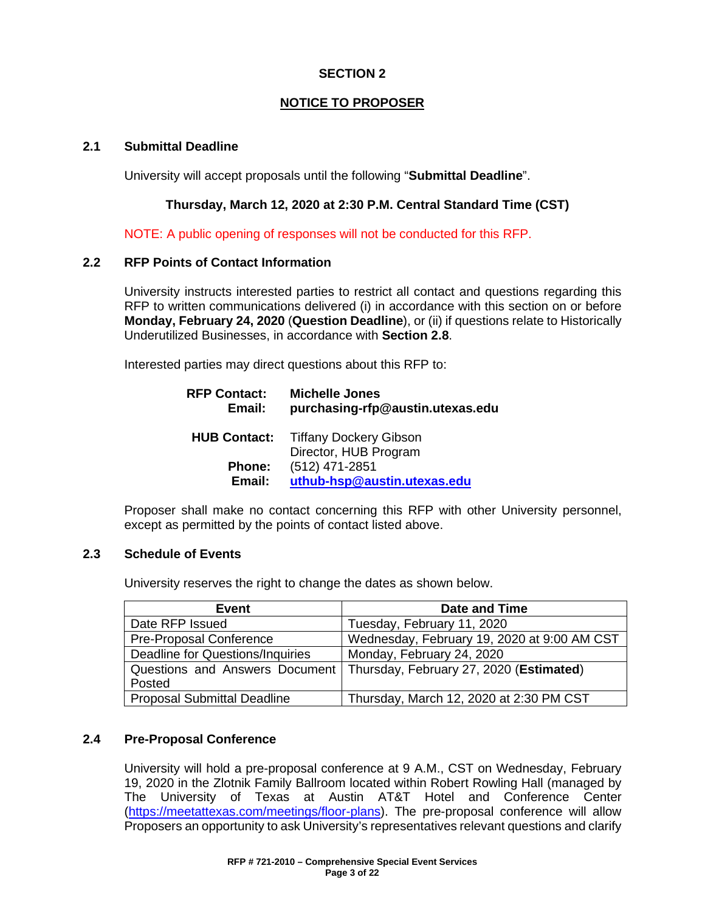## SECTION 2

## NOTICE TO PROPOSER

### 2.1 Submittal Deadline

University will accept proposals until the following "**Submittal Deadline**".

**Thursday, March 12, 2020 at 2:30 P.M. Central Standard Time (CST)**

NOTE: A public opening of responses will not be conducted for this RFP.

### 2.2 RFP Points of Contact Information

University instructs interested parties to restrict all contact and questions regarding this RFP to written communications delivered (i) in accordance with this section on or before **Monday, February 24, 2020** (**Question Deadline**), or (ii) if questions relate to Historically Underutilized Businesses, in accordance with **Section 2.8**.

Interested parties may direct questions about this RFP to:

**RFP Contact:** **Michelle Jones**
**Email:** **purchasing-rfp@austin.utexas.edu**

**HUB Contact:** Tiffany Dockery Gibson
Director, HUB Program
**Phone:** (512) 471-2851
**Email:** **uthub-hsp@austin.utexas.edu**

Proposer shall make no contact concerning this RFP with other University personnel, except as permitted by the points of contact listed above.

### 2.3 Schedule of Events

University reserves the right to change the dates as shown below.

| Event | Date and Time |
|---|---|
| Date RFP Issued | Tuesday, February 11, 2020 |
| Pre-Proposal Conference | Wednesday, February 19, 2020 at 9:00 AM CST |
| Deadline for Questions/Inquiries | Monday, February 24, 2020 |
| Questions and Answers Document Posted | Thursday, February 27, 2020 (**Estimated**) |
| Proposal Submittal Deadline | Thursday, March 12, 2020 at 2:30 PM CST |

### 2.4 Pre-Proposal Conference

University will hold a pre-proposal conference at 9 A.M., CST on Wednesday, February 19, 2020 in the Zlotnik Family Ballroom located within Robert Rowling Hall (managed by The University of Texas at Austin AT&T Hotel and Conference Center (https://meetattexas.com/meetings/floor-plans). The pre-proposal conference will allow Proposers an opportunity to ask University's representatives relevant questions and clarify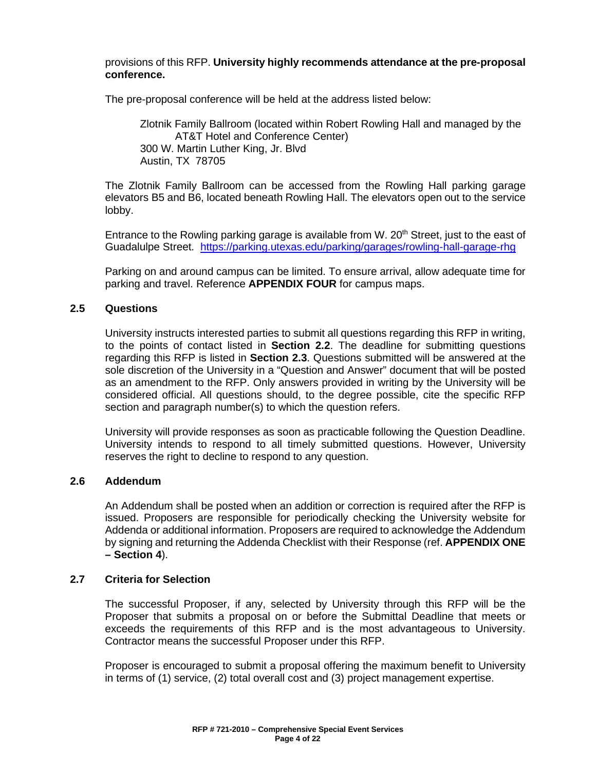provisions of this RFP. **University highly recommends attendance at the pre-proposal conference.**

The pre-proposal conference will be held at the address listed below:

> Zlotnik Family Ballroom (located within Robert Rowling Hall and managed by the AT&T Hotel and Conference Center)
> 300 W. Martin Luther King, Jr. Blvd
> Austin, TX 78705

The Zlotnik Family Ballroom can be accessed from the Rowling Hall parking garage elevators B5 and B6, located beneath Rowling Hall. The elevators open out to the service lobby.

Entrance to the Rowling parking garage is available from W. 20th Street, just to the east of Guadalupe Street. https://parking.utexas.edu/parking/garages/rowling-hall-garage-rhg

Parking on and around campus can be limited. To ensure arrival, allow adequate time for parking and travel. Reference **APPENDIX FOUR** for campus maps.

### 2.5 Questions

University instructs interested parties to submit all questions regarding this RFP in writing, to the points of contact listed in **Section 2.2**. The deadline for submitting questions regarding this RFP is listed in **Section 2.3**. Questions submitted will be answered at the sole discretion of the University in a "Question and Answer" document that will be posted as an amendment to the RFP. Only answers provided in writing by the University will be considered official. All questions should, to the degree possible, cite the specific RFP section and paragraph number(s) to which the question refers.

University will provide responses as soon as practicable following the Question Deadline. University intends to respond to all timely submitted questions. However, University reserves the right to decline to respond to any question.

### 2.6 Addendum

An Addendum shall be posted when an addition or correction is required after the RFP is issued. Proposers are responsible for periodically checking the University website for Addenda or additional information. Proposers are required to acknowledge the Addendum by signing and returning the Addenda Checklist with their Response (ref. **APPENDIX ONE – Section 4**).

### 2.7 Criteria for Selection

The successful Proposer, if any, selected by University through this RFP will be the Proposer that submits a proposal on or before the Submittal Deadline that meets or exceeds the requirements of this RFP and is the most advantageous to University. Contractor means the successful Proposer under this RFP.

Proposer is encouraged to submit a proposal offering the maximum benefit to University in terms of (1) service, (2) total overall cost and (3) project management expertise.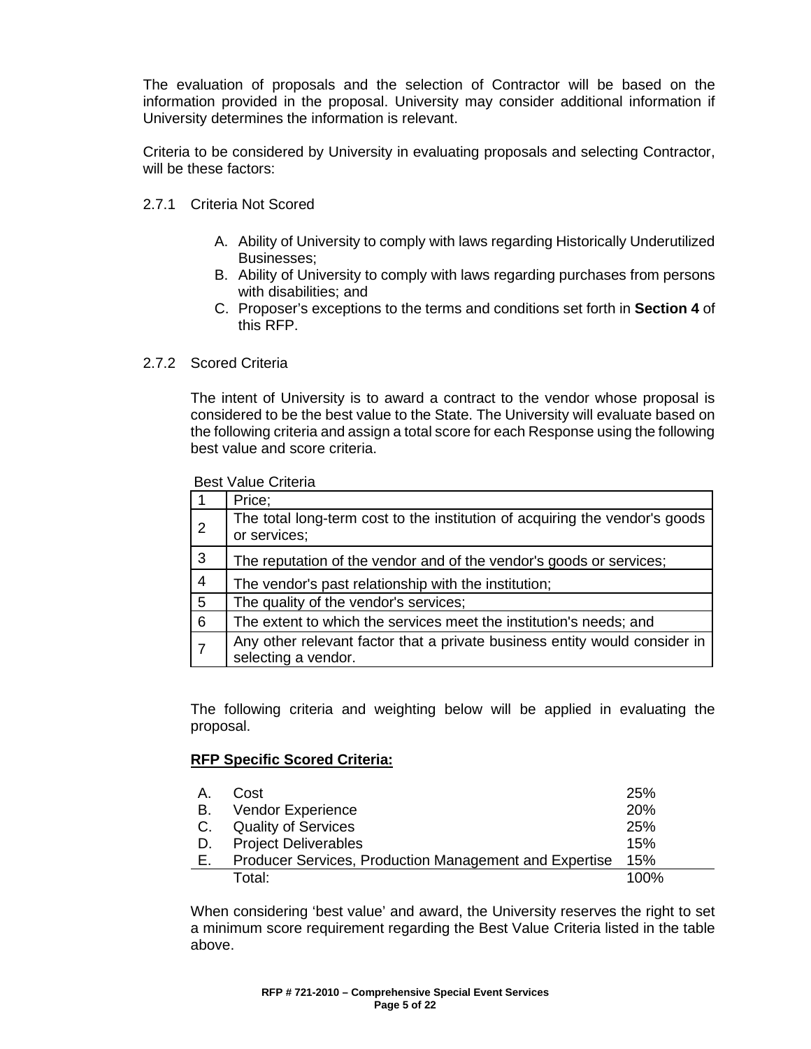The evaluation of proposals and the selection of Contractor will be based on the information provided in the proposal. University may consider additional information if University determines the information is relevant.

Criteria to be considered by University in evaluating proposals and selecting Contractor, will be these factors:

2.7.1 Criteria Not Scored

A. Ability of University to comply with laws regarding Historically Underutilized Businesses;
B. Ability of University to comply with laws regarding purchases from persons with disabilities; and
C. Proposer's exceptions to the terms and conditions set forth in **Section 4** of this RFP.

2.7.2 Scored Criteria

The intent of University is to award a contract to the vendor whose proposal is considered to be the best value to the State. The University will evaluate based on the following criteria and assign a total score for each Response using the following best value and score criteria.

Best Value Criteria

| | |
|---|---|
| 1 | Price; |
| 2 | The total long-term cost to the institution of acquiring the vendor's goods or services; |
| 3 | The reputation of the vendor and of the vendor's goods or services; |
| 4 | The vendor's past relationship with the institution; |
| 5 | The quality of the vendor's services; |
| 6 | The extent to which the services meet the institution's needs; and |
| 7 | Any other relevant factor that a private business entity would consider in selecting a vendor. |

The following criteria and weighting below will be applied in evaluating the proposal.

**RFP Specific Scored Criteria:**

| | | |
|---|---|---|
| A. | Cost | 25% |
| B. | Vendor Experience | 20% |
| C. | Quality of Services | 25% |
| D. | Project Deliverables | 15% |
| E. | Producer Services, Production Management and Expertise | 15% |
| | Total: | 100% |

When considering 'best value' and award, the University reserves the right to set a minimum score requirement regarding the Best Value Criteria listed in the table above.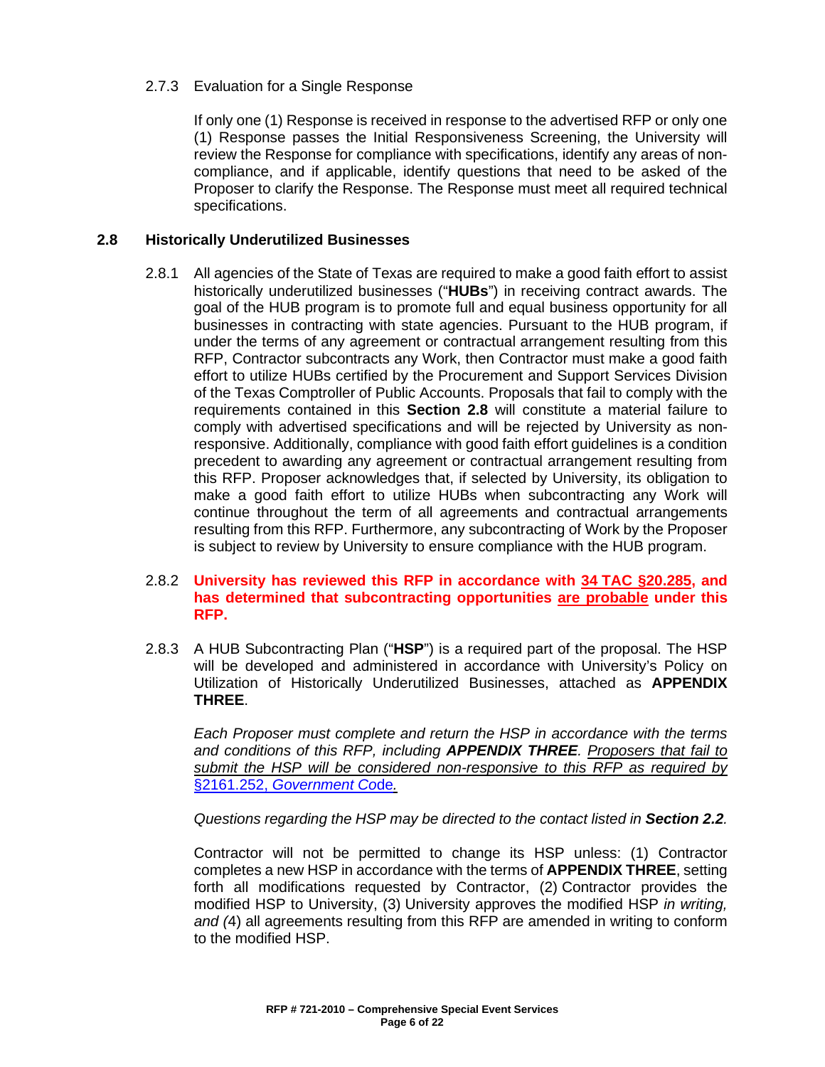2.7.3 Evaluation for a Single Response

If only one (1) Response is received in response to the advertised RFP or only one (1) Response passes the Initial Responsiveness Screening, the University will review the Response for compliance with specifications, identify any areas of non-compliance, and if applicable, identify questions that need to be asked of the Proposer to clarify the Response. The Response must meet all required technical specifications.

### 2.8 Historically Underutilized Businesses

2.8.1 All agencies of the State of Texas are required to make a good faith effort to assist historically underutilized businesses ("**HUBs**") in receiving contract awards. The goal of the HUB program is to promote full and equal business opportunity for all businesses in contracting with state agencies. Pursuant to the HUB program, if under the terms of any agreement or contractual arrangement resulting from this RFP, Contractor subcontracts any Work, then Contractor must make a good faith effort to utilize HUBs certified by the Procurement and Support Services Division of the Texas Comptroller of Public Accounts. Proposals that fail to comply with the requirements contained in this **Section 2.8** will constitute a material failure to comply with advertised specifications and will be rejected by University as non-responsive. Additionally, compliance with good faith effort guidelines is a condition precedent to awarding any agreement or contractual arrangement resulting from this RFP. Proposer acknowledges that, if selected by University, its obligation to make a good faith effort to utilize HUBs when subcontracting any Work will continue throughout the term of all agreements and contractual arrangements resulting from this RFP. Furthermore, any subcontracting of Work by the Proposer is subject to review by University to ensure compliance with the HUB program.

2.8.2 **University has reviewed this RFP in accordance with 34 TAC §20.285, and has determined that subcontracting opportunities are probable under this RFP.**

2.8.3 A HUB Subcontracting Plan ("**HSP**") is a required part of the proposal. The HSP will be developed and administered in accordance with University's Policy on Utilization of Historically Underutilized Businesses, attached as **APPENDIX THREE**.

*Each Proposer must complete and return the HSP in accordance with the terms and conditions of this RFP, including **APPENDIX THREE**. Proposers that fail to submit the HSP will be considered non-responsive to this RFP as required by §2161.252, Government Code.*

*Questions regarding the HSP may be directed to the contact listed in **Section 2.2**.*

Contractor will not be permitted to change its HSP unless: (1) Contractor completes a new HSP in accordance with the terms of **APPENDIX THREE**, setting forth all modifications requested by Contractor, (2) Contractor provides the modified HSP to University, (3) University approves the modified HSP *in writing, and (*4) all agreements resulting from this RFP are amended in writing to conform to the modified HSP.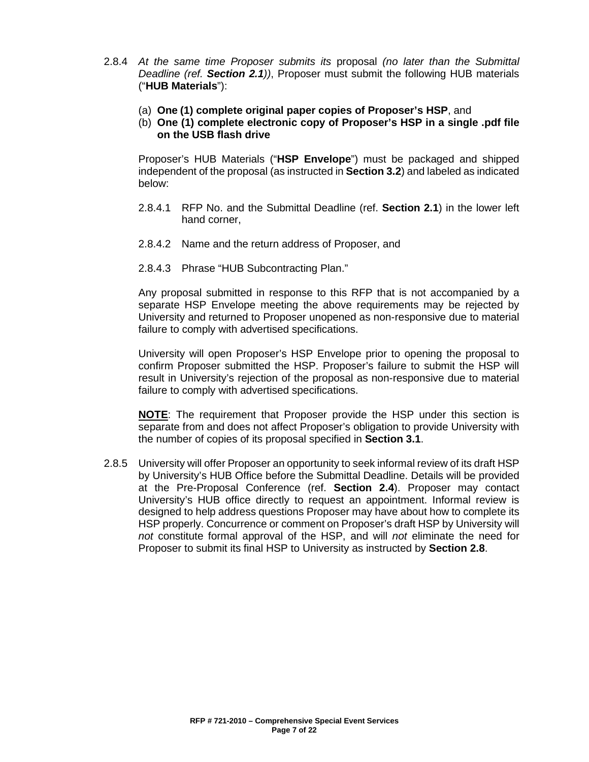2.8.4 *At the same time Proposer submits its* proposal *(no later than the Submittal Deadline (ref.* ***Section 2.1****))*, Proposer must submit the following HUB materials ("**HUB Materials**"):

(a) **One (1) complete original paper copies of Proposer's HSP**, and

(b) **One (1) complete electronic copy of Proposer's HSP in a single .pdf file on the USB flash drive**

Proposer's HUB Materials ("**HSP Envelope**") must be packaged and shipped independent of the proposal (as instructed in **Section 3.2**) and labeled as indicated below:

2.8.4.1 RFP No. and the Submittal Deadline (ref. **Section 2.1**) in the lower left hand corner,

2.8.4.2 Name and the return address of Proposer, and

2.8.4.3 Phrase "HUB Subcontracting Plan."

Any proposal submitted in response to this RFP that is not accompanied by a separate HSP Envelope meeting the above requirements may be rejected by University and returned to Proposer unopened as non-responsive due to material failure to comply with advertised specifications.

University will open Proposer's HSP Envelope prior to opening the proposal to confirm Proposer submitted the HSP. Proposer's failure to submit the HSP will result in University's rejection of the proposal as non-responsive due to material failure to comply with advertised specifications.

**NOTE**: The requirement that Proposer provide the HSP under this section is separate from and does not affect Proposer's obligation to provide University with the number of copies of its proposal specified in **Section 3.1**.

2.8.5 University will offer Proposer an opportunity to seek informal review of its draft HSP by University's HUB Office before the Submittal Deadline. Details will be provided at the Pre-Proposal Conference (ref. **Section 2.4**). Proposer may contact University's HUB office directly to request an appointment. Informal review is designed to help address questions Proposer may have about how to complete its HSP properly. Concurrence or comment on Proposer's draft HSP by University will *not* constitute formal approval of the HSP, and will *not* eliminate the need for Proposer to submit its final HSP to University as instructed by **Section 2.8**.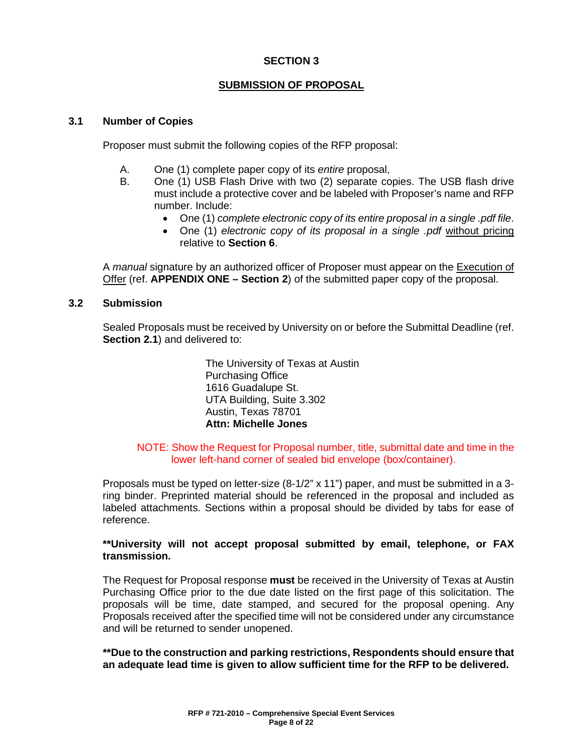# SECTION 3

## SUBMISSION OF PROPOSAL

### 3.1 Number of Copies

Proposer must submit the following copies of the RFP proposal:

A. One (1) complete paper copy of its *entire* proposal,

B. One (1) USB Flash Drive with two (2) separate copies. The USB flash drive must include a protective cover and be labeled with Proposer's name and RFP number. Include:
   - One (1) *complete electronic copy of its entire proposal in a single .pdf file*.
   - One (1) *electronic copy of its proposal in a single .pdf* without pricing relative to **Section 6**.

A *manual* signature by an authorized officer of Proposer must appear on the Execution of Offer (ref. **APPENDIX ONE – Section 2**) of the submitted paper copy of the proposal.

### 3.2 Submission

Sealed Proposals must be received by University on or before the Submittal Deadline (ref. **Section 2.1**) and delivered to:

The University of Texas at Austin
Purchasing Office
1616 Guadalupe St.
UTA Building, Suite 3.302
Austin, Texas 78701
**Attn: Michelle Jones**

NOTE: Show the Request for Proposal number, title, submittal date and time in the lower left-hand corner of sealed bid envelope (box/container).

Proposals must be typed on letter-size (8-1/2" x 11") paper, and must be submitted in a 3-ring binder. Preprinted material should be referenced in the proposal and included as labeled attachments. Sections within a proposal should be divided by tabs for ease of reference.

**\*\*University will not accept proposal submitted by email, telephone, or FAX transmission.**

The Request for Proposal response **must** be received in the University of Texas at Austin Purchasing Office prior to the due date listed on the first page of this solicitation. The proposals will be time, date stamped, and secured for the proposal opening. Any Proposals received after the specified time will not be considered under any circumstance and will be returned to sender unopened.

**\*\*Due to the construction and parking restrictions, Respondents should ensure that an adequate lead time is given to allow sufficient time for the RFP to be delivered.**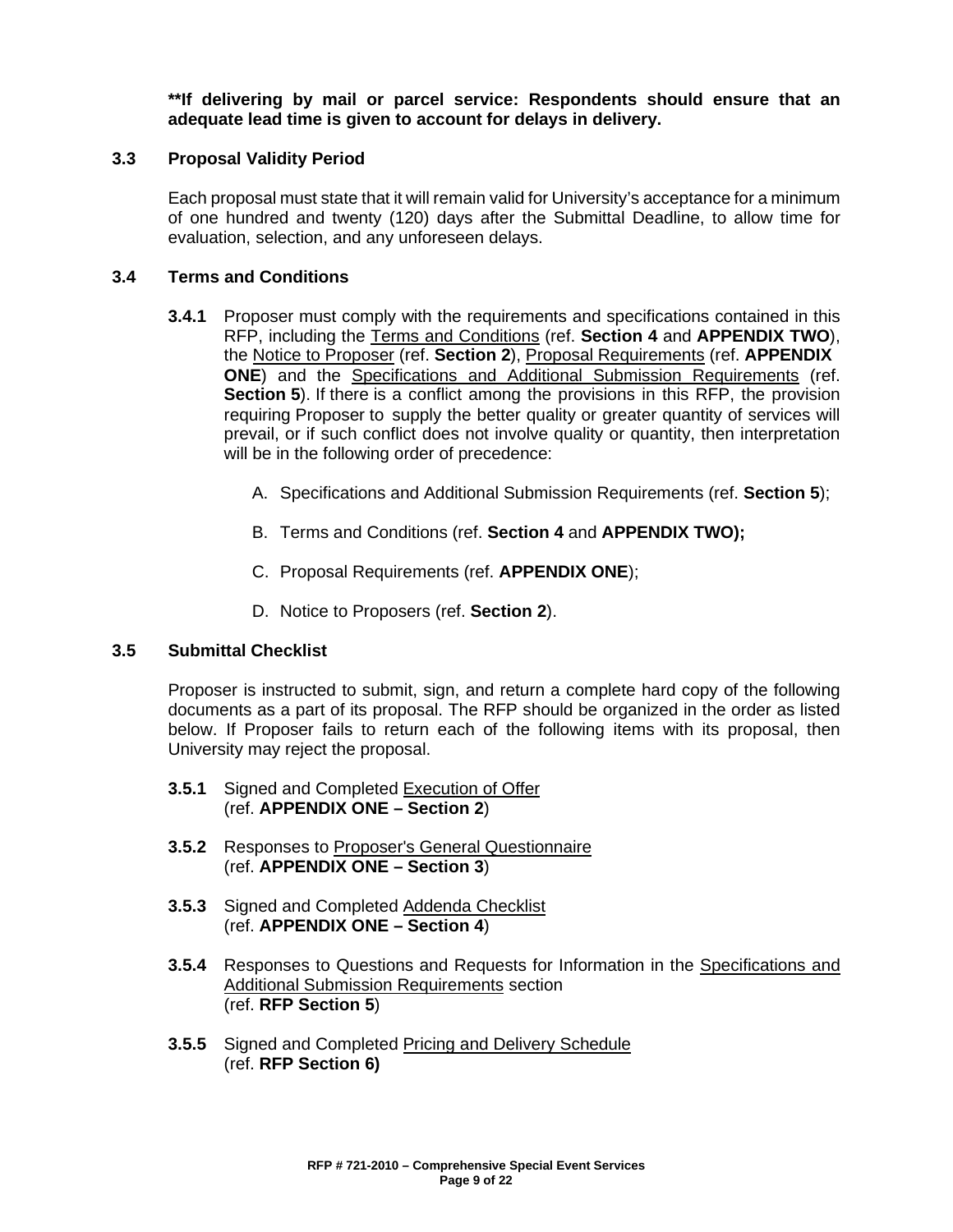**\*\*If delivering by mail or parcel service: Respondents should ensure that an adequate lead time is given to account for delays in delivery.**

### 3.3 Proposal Validity Period

Each proposal must state that it will remain valid for University's acceptance for a minimum of one hundred and twenty (120) days after the Submittal Deadline, to allow time for evaluation, selection, and any unforeseen delays.

### 3.4 Terms and Conditions

**3.4.1** Proposer must comply with the requirements and specifications contained in this RFP, including the Terms and Conditions (ref. **Section 4** and **APPENDIX TWO**), the Notice to Proposer (ref. **Section 2**), Proposal Requirements (ref. **APPENDIX ONE**) and the Specifications and Additional Submission Requirements (ref. **Section 5**). If there is a conflict among the provisions in this RFP, the provision requiring Proposer to supply the better quality or greater quantity of services will prevail, or if such conflict does not involve quality or quantity, then interpretation will be in the following order of precedence:

A. Specifications and Additional Submission Requirements (ref. **Section 5**);

B. Terms and Conditions (ref. **Section 4** and **APPENDIX TWO);**

C. Proposal Requirements (ref. **APPENDIX ONE**);

D. Notice to Proposers (ref. **Section 2**).

### 3.5 Submittal Checklist

Proposer is instructed to submit, sign, and return a complete hard copy of the following documents as a part of its proposal. The RFP should be organized in the order as listed below. If Proposer fails to return each of the following items with its proposal, then University may reject the proposal.

**3.5.1** Signed and Completed Execution of Offer (ref. **APPENDIX ONE – Section 2**)

**3.5.2** Responses to Proposer's General Questionnaire (ref. **APPENDIX ONE – Section 3**)

**3.5.3** Signed and Completed Addenda Checklist (ref. **APPENDIX ONE – Section 4**)

**3.5.4** Responses to Questions and Requests for Information in the Specifications and Additional Submission Requirements section (ref. **RFP Section 5**)

**3.5.5** Signed and Completed Pricing and Delivery Schedule (ref. **RFP Section 6)**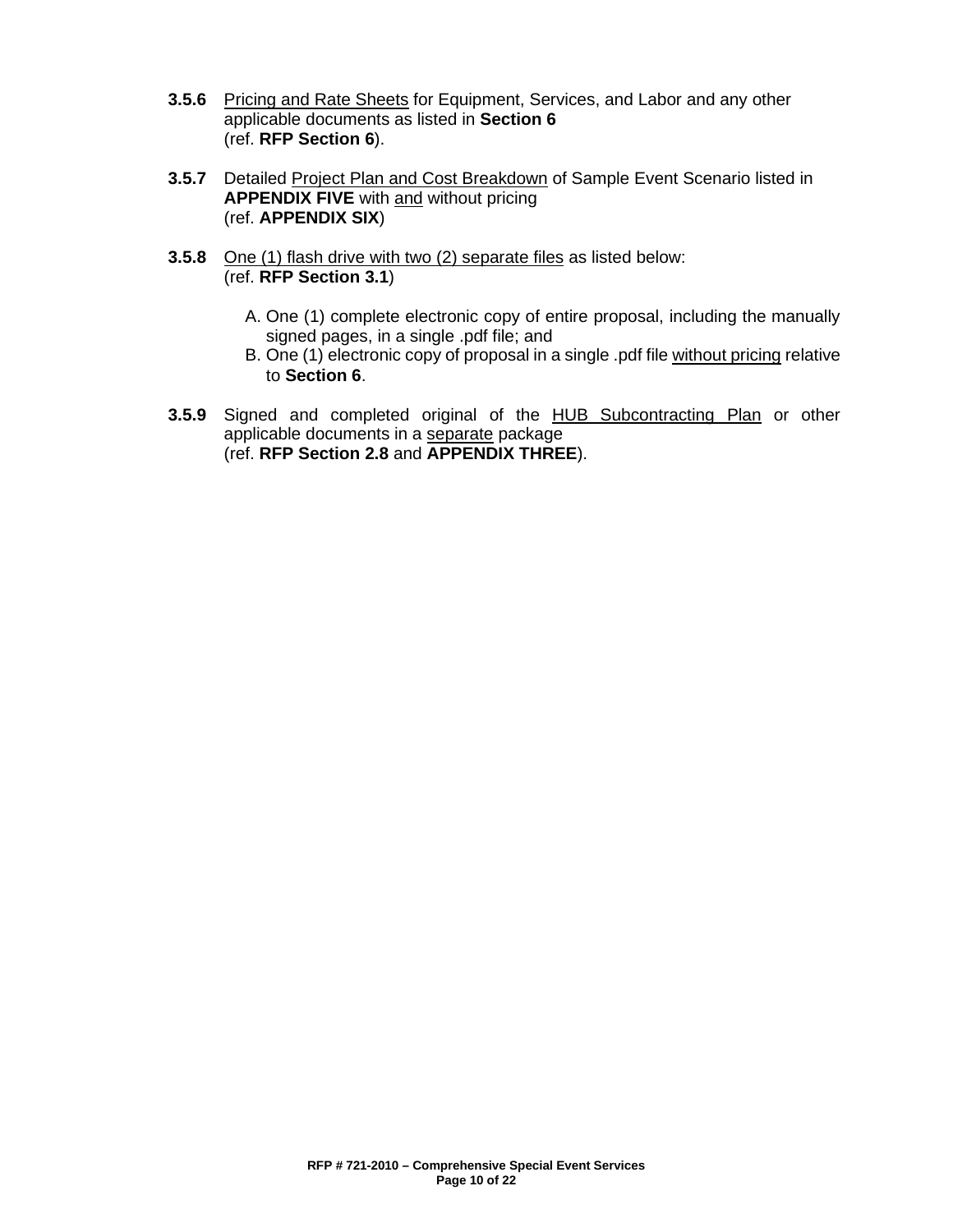**3.5.6** Pricing and Rate Sheets for Equipment, Services, and Labor and any other applicable documents as listed in **Section 6**
(ref. **RFP Section 6**).

**3.5.7** Detailed Project Plan and Cost Breakdown of Sample Event Scenario listed in **APPENDIX FIVE** with and without pricing
(ref. **APPENDIX SIX**)

**3.5.8** One (1) flash drive with two (2) separate files as listed below:
(ref. **RFP Section 3.1**)

A. One (1) complete electronic copy of entire proposal, including the manually signed pages, in a single .pdf file; and
B. One (1) electronic copy of proposal in a single .pdf file without pricing relative to **Section 6**.

**3.5.9** Signed and completed original of the HUB Subcontracting Plan or other applicable documents in a separate package
(ref. **RFP Section 2.8** and **APPENDIX THREE**).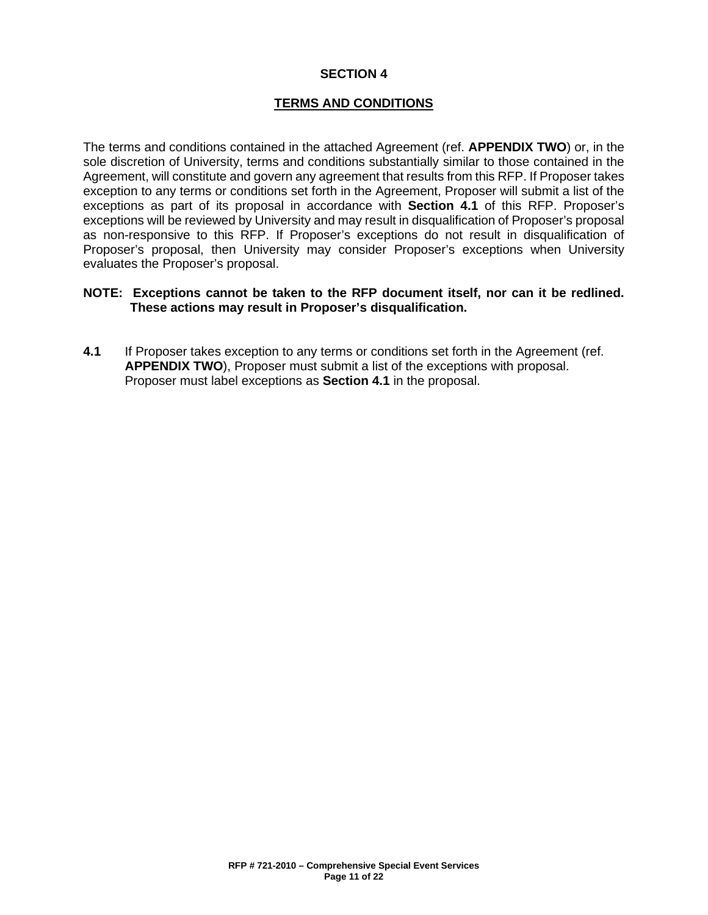# SECTION 4

## TERMS AND CONDITIONS

The terms and conditions contained in the attached Agreement (ref. **APPENDIX TWO**) or, in the sole discretion of University, terms and conditions substantially similar to those contained in the Agreement, will constitute and govern any agreement that results from this RFP. If Proposer takes exception to any terms or conditions set forth in the Agreement, Proposer will submit a list of the exceptions as part of its proposal in accordance with **Section 4.1** of this RFP. Proposer's exceptions will be reviewed by University and may result in disqualification of Proposer's proposal as non-responsive to this RFP. If Proposer's exceptions do not result in disqualification of Proposer's proposal, then University may consider Proposer's exceptions when University evaluates the Proposer's proposal.

**NOTE: Exceptions cannot be taken to the RFP document itself, nor can it be redlined. These actions may result in Proposer's disqualification.**

**4.1** If Proposer takes exception to any terms or conditions set forth in the Agreement (ref. **APPENDIX TWO**), Proposer must submit a list of the exceptions with proposal. Proposer must label exceptions as **Section 4.1** in the proposal.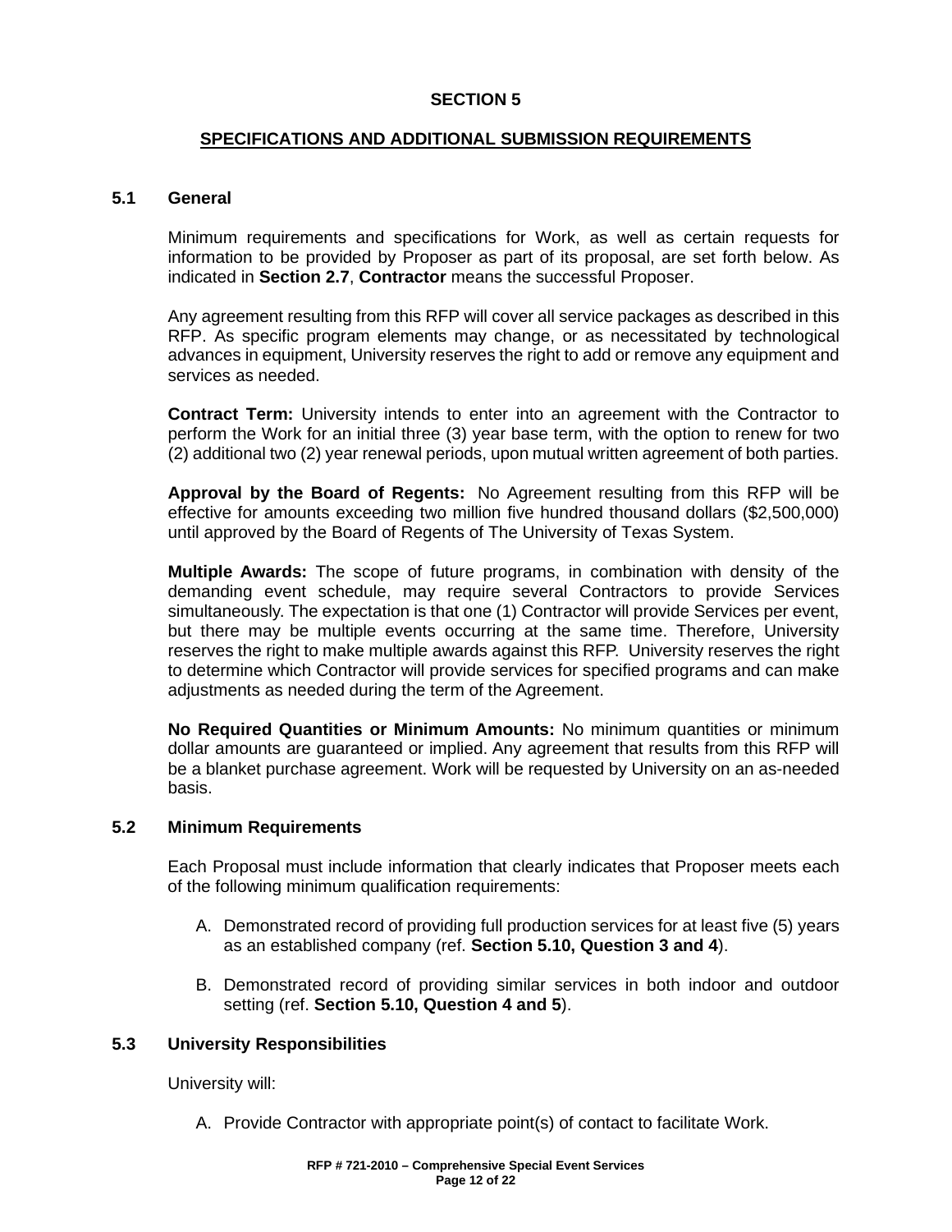# SECTION 5

## SPECIFICATIONS AND ADDITIONAL SUBMISSION REQUIREMENTS

### 5.1 General

Minimum requirements and specifications for Work, as well as certain requests for information to be provided by Proposer as part of its proposal, are set forth below. As indicated in **Section 2.7**, **Contractor** means the successful Proposer.

Any agreement resulting from this RFP will cover all service packages as described in this RFP. As specific program elements may change, or as necessitated by technological advances in equipment, University reserves the right to add or remove any equipment and services as needed.

**Contract Term:** University intends to enter into an agreement with the Contractor to perform the Work for an initial three (3) year base term, with the option to renew for two (2) additional two (2) year renewal periods, upon mutual written agreement of both parties.

**Approval by the Board of Regents:** No Agreement resulting from this RFP will be effective for amounts exceeding two million five hundred thousand dollars ($2,500,000) until approved by the Board of Regents of The University of Texas System.

**Multiple Awards:** The scope of future programs, in combination with density of the demanding event schedule, may require several Contractors to provide Services simultaneously. The expectation is that one (1) Contractor will provide Services per event, but there may be multiple events occurring at the same time. Therefore, University reserves the right to make multiple awards against this RFP. University reserves the right to determine which Contractor will provide services for specified programs and can make adjustments as needed during the term of the Agreement.

**No Required Quantities or Minimum Amounts:** No minimum quantities or minimum dollar amounts are guaranteed or implied. Any agreement that results from this RFP will be a blanket purchase agreement. Work will be requested by University on an as-needed basis.

### 5.2 Minimum Requirements

Each Proposal must include information that clearly indicates that Proposer meets each of the following minimum qualification requirements:

A. Demonstrated record of providing full production services for at least five (5) years as an established company (ref. **Section 5.10, Question 3 and 4**).

B. Demonstrated record of providing similar services in both indoor and outdoor setting (ref. **Section 5.10, Question 4 and 5**).

### 5.3 University Responsibilities

University will:

A. Provide Contractor with appropriate point(s) of contact to facilitate Work.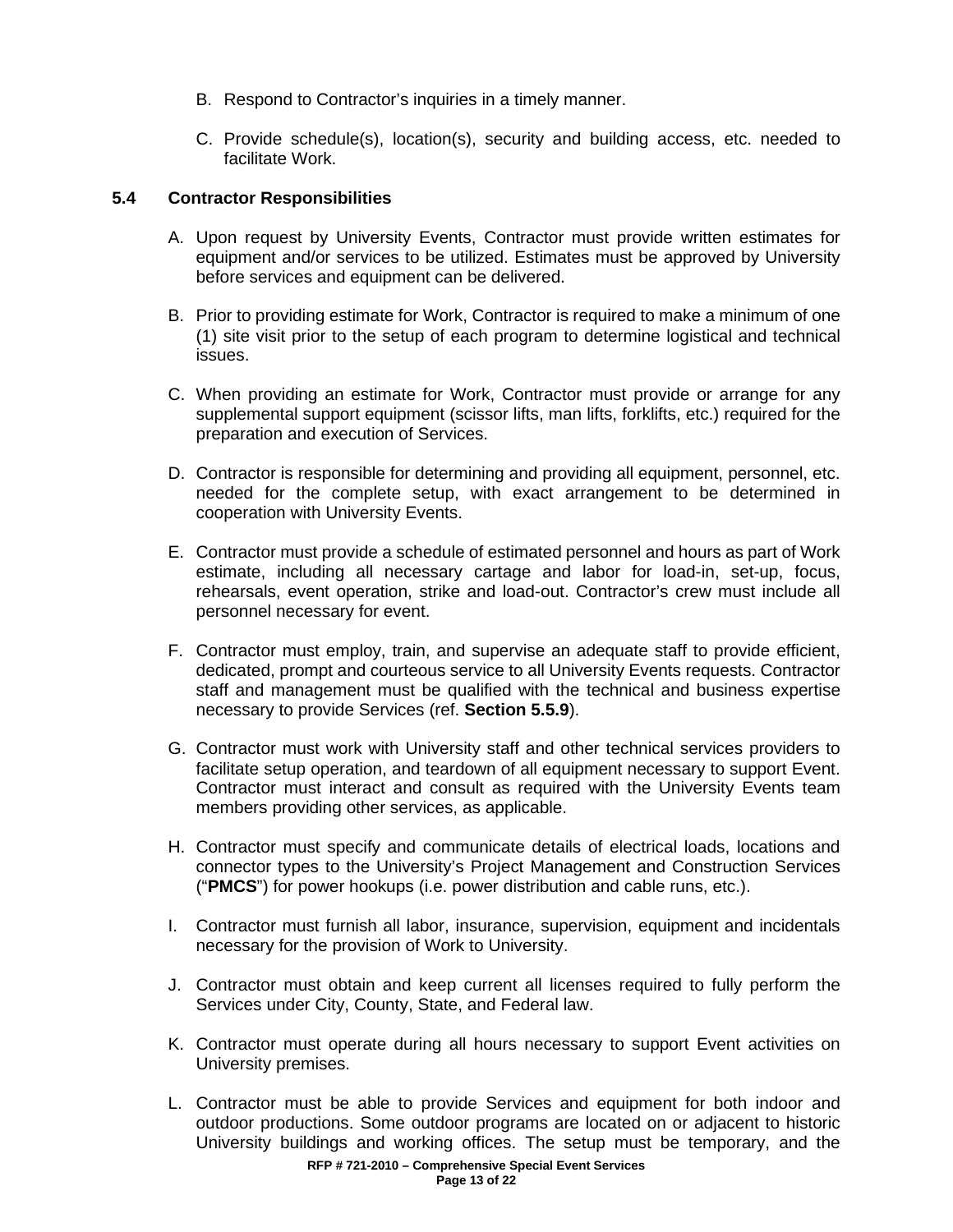B. Respond to Contractor's inquiries in a timely manner.

C. Provide schedule(s), location(s), security and building access, etc. needed to facilitate Work.

### 5.4 Contractor Responsibilities

A. Upon request by University Events, Contractor must provide written estimates for equipment and/or services to be utilized. Estimates must be approved by University before services and equipment can be delivered.

B. Prior to providing estimate for Work, Contractor is required to make a minimum of one (1) site visit prior to the setup of each program to determine logistical and technical issues.

C. When providing an estimate for Work, Contractor must provide or arrange for any supplemental support equipment (scissor lifts, man lifts, forklifts, etc.) required for the preparation and execution of Services.

D. Contractor is responsible for determining and providing all equipment, personnel, etc. needed for the complete setup, with exact arrangement to be determined in cooperation with University Events.

E. Contractor must provide a schedule of estimated personnel and hours as part of Work estimate, including all necessary cartage and labor for load-in, set-up, focus, rehearsals, event operation, strike and load-out. Contractor's crew must include all personnel necessary for event.

F. Contractor must employ, train, and supervise an adequate staff to provide efficient, dedicated, prompt and courteous service to all University Events requests. Contractor staff and management must be qualified with the technical and business expertise necessary to provide Services (ref. **Section 5.5.9**).

G. Contractor must work with University staff and other technical services providers to facilitate setup operation, and teardown of all equipment necessary to support Event. Contractor must interact and consult as required with the University Events team members providing other services, as applicable.

H. Contractor must specify and communicate details of electrical loads, locations and connector types to the University's Project Management and Construction Services ("**PMCS**") for power hookups (i.e. power distribution and cable runs, etc.).

I. Contractor must furnish all labor, insurance, supervision, equipment and incidentals necessary for the provision of Work to University.

J. Contractor must obtain and keep current all licenses required to fully perform the Services under City, County, State, and Federal law.

K. Contractor must operate during all hours necessary to support Event activities on University premises.

L. Contractor must be able to provide Services and equipment for both indoor and outdoor productions. Some outdoor programs are located on or adjacent to historic University buildings and working offices. The setup must be temporary, and the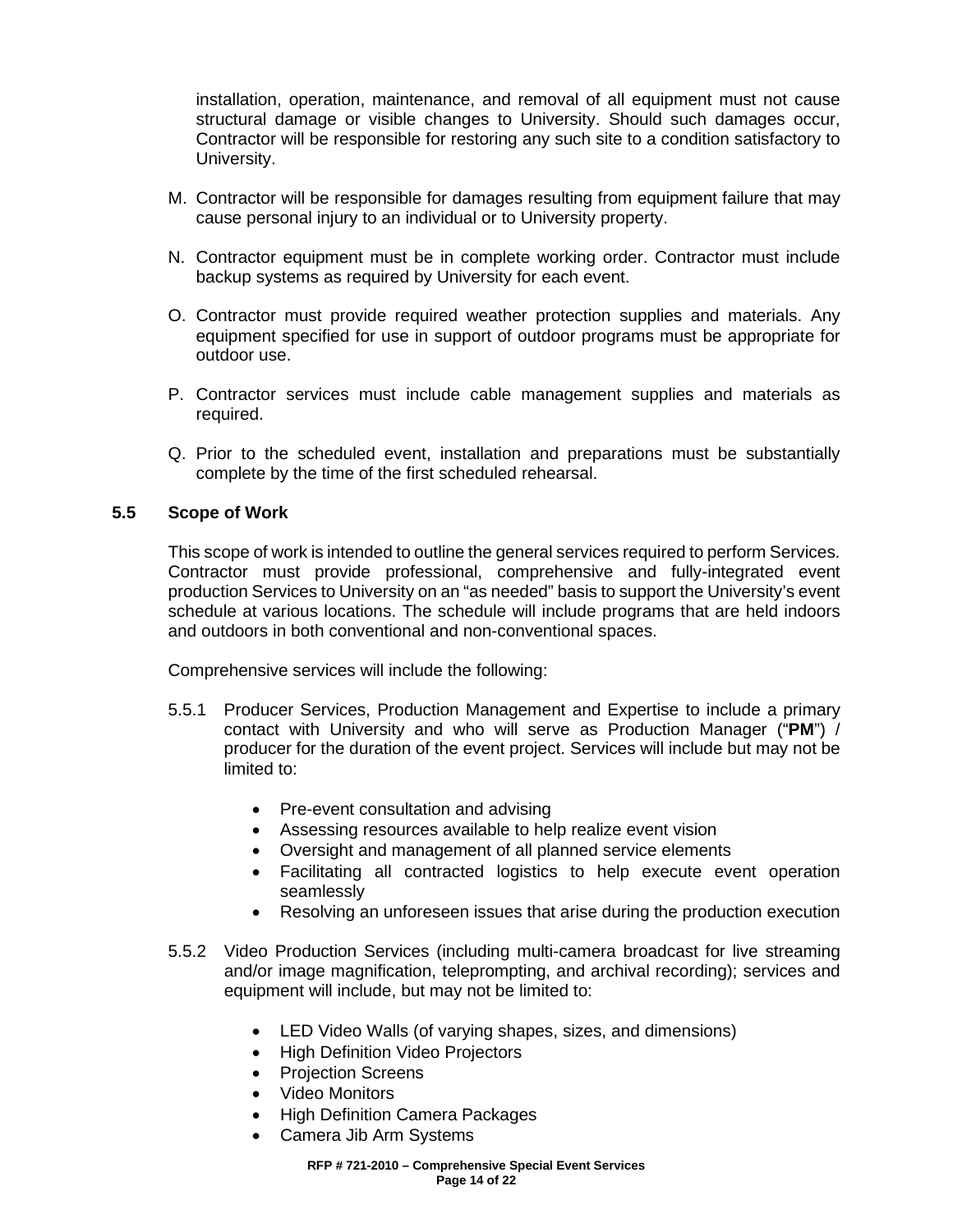installation, operation, maintenance, and removal of all equipment must not cause structural damage or visible changes to University. Should such damages occur, Contractor will be responsible for restoring any such site to a condition satisfactory to University.

M. Contractor will be responsible for damages resulting from equipment failure that may cause personal injury to an individual or to University property.

N. Contractor equipment must be in complete working order. Contractor must include backup systems as required by University for each event.

O. Contractor must provide required weather protection supplies and materials. Any equipment specified for use in support of outdoor programs must be appropriate for outdoor use.

P. Contractor services must include cable management supplies and materials as required.

Q. Prior to the scheduled event, installation and preparations must be substantially complete by the time of the first scheduled rehearsal.

### 5.5 Scope of Work

This scope of work is intended to outline the general services required to perform Services. Contractor must provide professional, comprehensive and fully-integrated event production Services to University on an "as needed" basis to support the University's event schedule at various locations. The schedule will include programs that are held indoors and outdoors in both conventional and non-conventional spaces.

Comprehensive services will include the following:

5.5.1 Producer Services, Production Management and Expertise to include a primary contact with University and who will serve as Production Manager ("**PM**") / producer for the duration of the event project. Services will include but may not be limited to:

- Pre-event consultation and advising
- Assessing resources available to help realize event vision
- Oversight and management of all planned service elements
- Facilitating all contracted logistics to help execute event operation seamlessly
- Resolving an unforeseen issues that arise during the production execution

5.5.2 Video Production Services (including multi-camera broadcast for live streaming and/or image magnification, teleprompting, and archival recording); services and equipment will include, but may not be limited to:

- LED Video Walls (of varying shapes, sizes, and dimensions)
- High Definition Video Projectors
- Projection Screens
- Video Monitors
- High Definition Camera Packages
- Camera Jib Arm Systems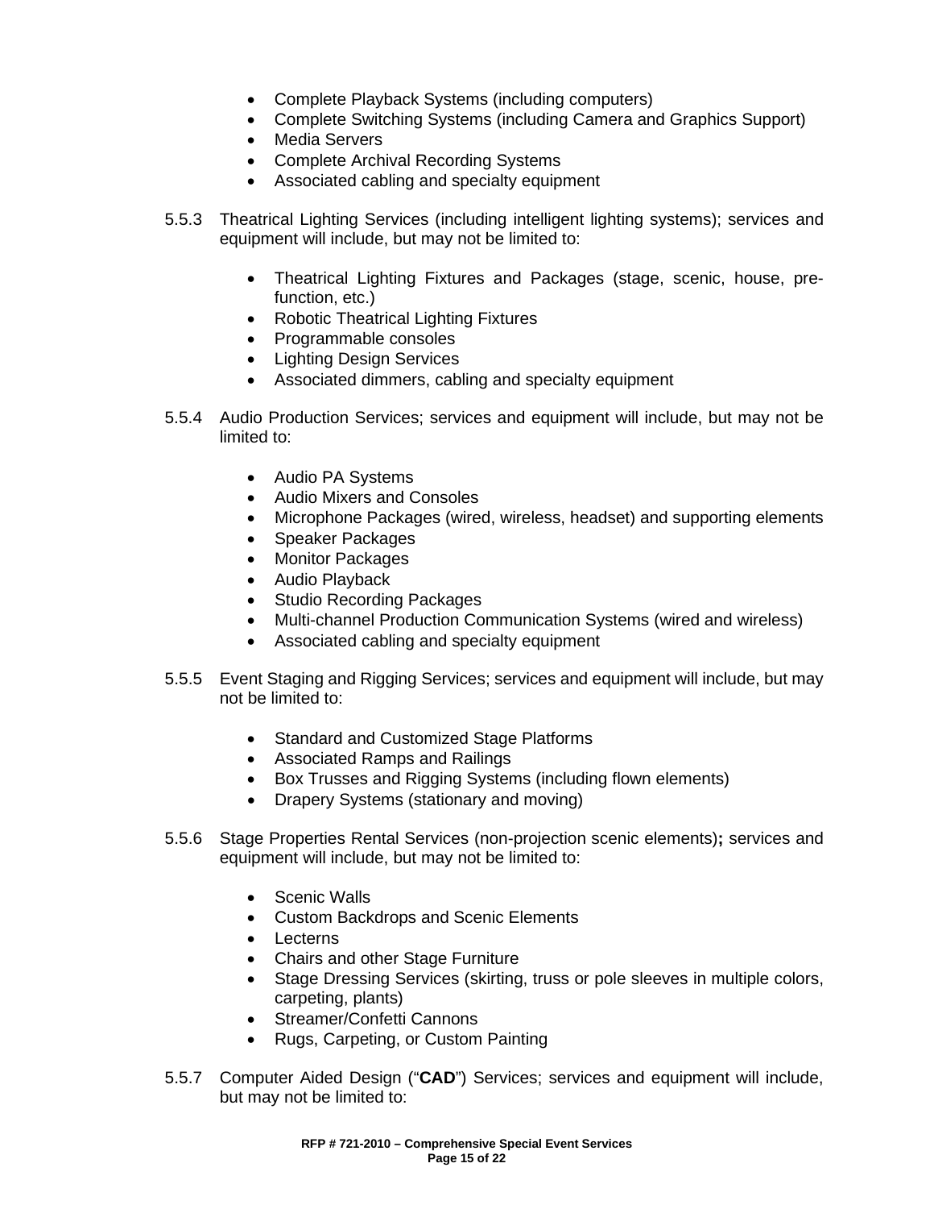- Complete Playback Systems (including computers)
- Complete Switching Systems (including Camera and Graphics Support)
- Media Servers
- Complete Archival Recording Systems
- Associated cabling and specialty equipment

5.5.3 Theatrical Lighting Services (including intelligent lighting systems); services and equipment will include, but may not be limited to:

- Theatrical Lighting Fixtures and Packages (stage, scenic, house, pre-function, etc.)
- Robotic Theatrical Lighting Fixtures
- Programmable consoles
- Lighting Design Services
- Associated dimmers, cabling and specialty equipment

5.5.4 Audio Production Services; services and equipment will include, but may not be limited to:

- Audio PA Systems
- Audio Mixers and Consoles
- Microphone Packages (wired, wireless, headset) and supporting elements
- Speaker Packages
- Monitor Packages
- Audio Playback
- Studio Recording Packages
- Multi-channel Production Communication Systems (wired and wireless)
- Associated cabling and specialty equipment

5.5.5 Event Staging and Rigging Services; services and equipment will include, but may not be limited to:

- Standard and Customized Stage Platforms
- Associated Ramps and Railings
- Box Trusses and Rigging Systems (including flown elements)
- Drapery Systems (stationary and moving)

5.5.6 Stage Properties Rental Services (non-projection scenic elements)**;** services and equipment will include, but may not be limited to:

- Scenic Walls
- Custom Backdrops and Scenic Elements
- Lecterns
- Chairs and other Stage Furniture
- Stage Dressing Services (skirting, truss or pole sleeves in multiple colors, carpeting, plants)
- Streamer/Confetti Cannons
- Rugs, Carpeting, or Custom Painting

5.5.7 Computer Aided Design ("**CAD**") Services; services and equipment will include, but may not be limited to: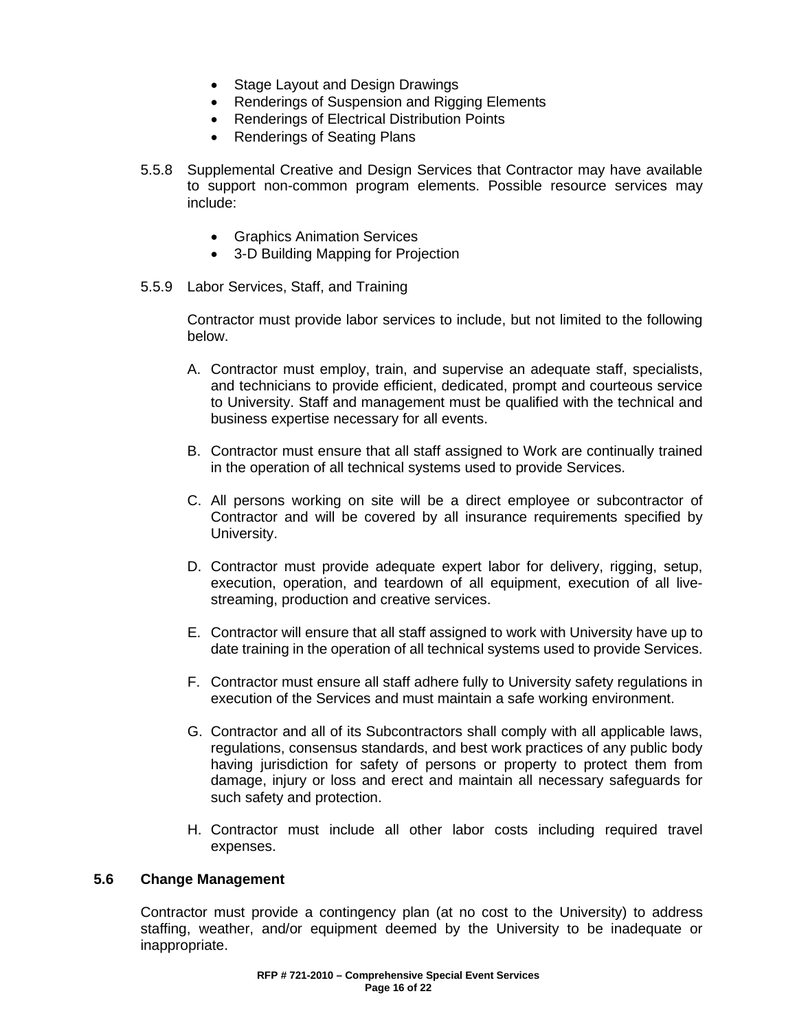- Stage Layout and Design Drawings
- Renderings of Suspension and Rigging Elements
- Renderings of Electrical Distribution Points
- Renderings of Seating Plans

5.5.8 Supplemental Creative and Design Services that Contractor may have available to support non-common program elements. Possible resource services may include:

- Graphics Animation Services
- 3-D Building Mapping for Projection

5.5.9 Labor Services, Staff, and Training

Contractor must provide labor services to include, but not limited to the following below.

A. Contractor must employ, train, and supervise an adequate staff, specialists, and technicians to provide efficient, dedicated, prompt and courteous service to University. Staff and management must be qualified with the technical and business expertise necessary for all events.

B. Contractor must ensure that all staff assigned to Work are continually trained in the operation of all technical systems used to provide Services.

C. All persons working on site will be a direct employee or subcontractor of Contractor and will be covered by all insurance requirements specified by University.

D. Contractor must provide adequate expert labor for delivery, rigging, setup, execution, operation, and teardown of all equipment, execution of all live-streaming, production and creative services.

E. Contractor will ensure that all staff assigned to work with University have up to date training in the operation of all technical systems used to provide Services.

F. Contractor must ensure all staff adhere fully to University safety regulations in execution of the Services and must maintain a safe working environment.

G. Contractor and all of its Subcontractors shall comply with all applicable laws, regulations, consensus standards, and best work practices of any public body having jurisdiction for safety of persons or property to protect them from damage, injury or loss and erect and maintain all necessary safeguards for such safety and protection.

H. Contractor must include all other labor costs including required travel expenses.

## 5.6 Change Management

Contractor must provide a contingency plan (at no cost to the University) to address staffing, weather, and/or equipment deemed by the University to be inadequate or inappropriate.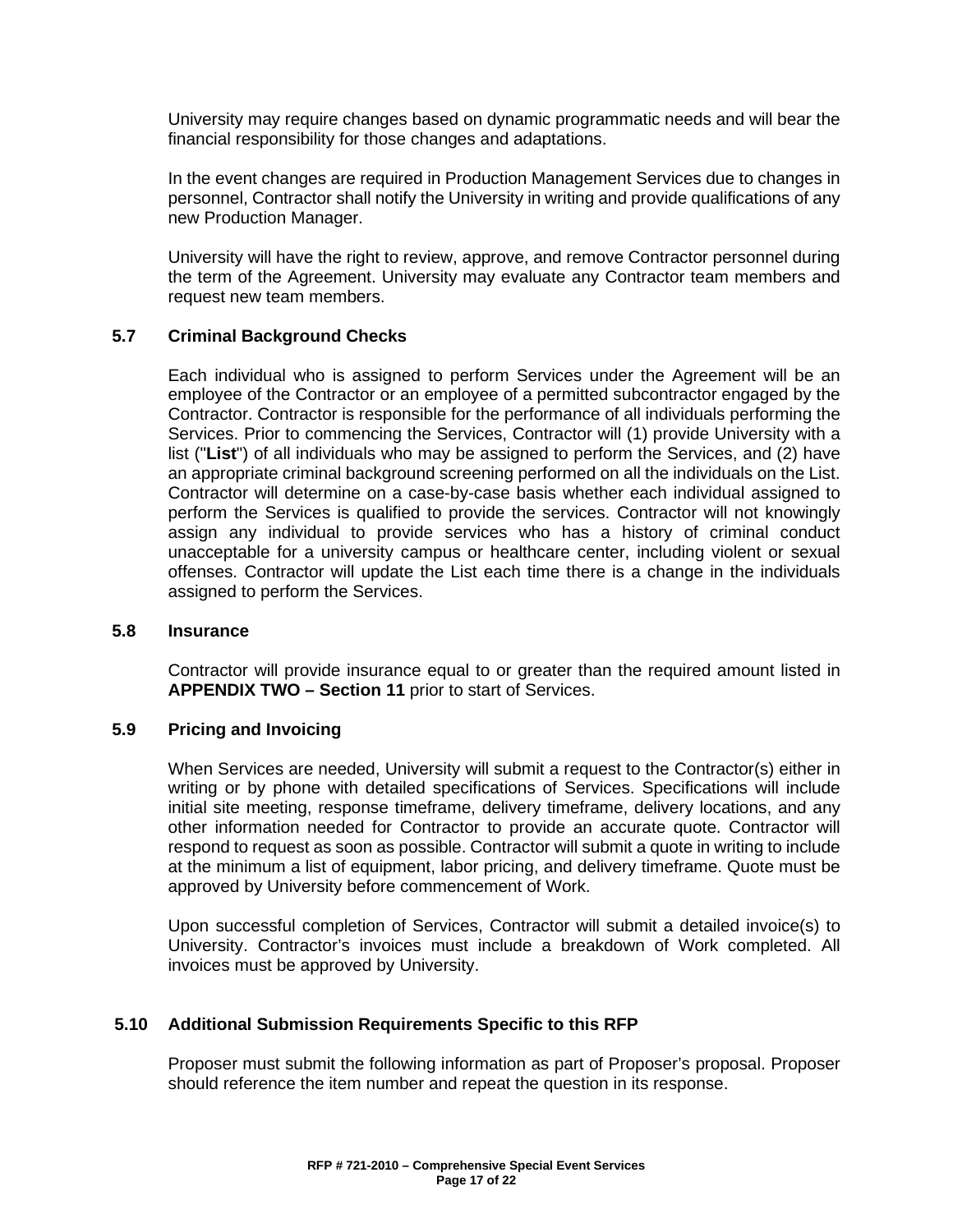University may require changes based on dynamic programmatic needs and will bear the financial responsibility for those changes and adaptations.

In the event changes are required in Production Management Services due to changes in personnel, Contractor shall notify the University in writing and provide qualifications of any new Production Manager.

University will have the right to review, approve, and remove Contractor personnel during the term of the Agreement. University may evaluate any Contractor team members and request new team members.

### 5.7 Criminal Background Checks

Each individual who is assigned to perform Services under the Agreement will be an employee of the Contractor or an employee of a permitted subcontractor engaged by the Contractor. Contractor is responsible for the performance of all individuals performing the Services. Prior to commencing the Services, Contractor will (1) provide University with a list ("**List**") of all individuals who may be assigned to perform the Services, and (2) have an appropriate criminal background screening performed on all the individuals on the List. Contractor will determine on a case-by-case basis whether each individual assigned to perform the Services is qualified to provide the services. Contractor will not knowingly assign any individual to provide services who has a history of criminal conduct unacceptable for a university campus or healthcare center, including violent or sexual offenses. Contractor will update the List each time there is a change in the individuals assigned to perform the Services.

### 5.8 Insurance

Contractor will provide insurance equal to or greater than the required amount listed in **APPENDIX TWO – Section 11** prior to start of Services.

### 5.9 Pricing and Invoicing

When Services are needed, University will submit a request to the Contractor(s) either in writing or by phone with detailed specifications of Services. Specifications will include initial site meeting, response timeframe, delivery timeframe, delivery locations, and any other information needed for Contractor to provide an accurate quote. Contractor will respond to request as soon as possible. Contractor will submit a quote in writing to include at the minimum a list of equipment, labor pricing, and delivery timeframe. Quote must be approved by University before commencement of Work.

Upon successful completion of Services, Contractor will submit a detailed invoice(s) to University. Contractor's invoices must include a breakdown of Work completed. All invoices must be approved by University.

### 5.10 Additional Submission Requirements Specific to this RFP

Proposer must submit the following information as part of Proposer's proposal. Proposer should reference the item number and repeat the question in its response.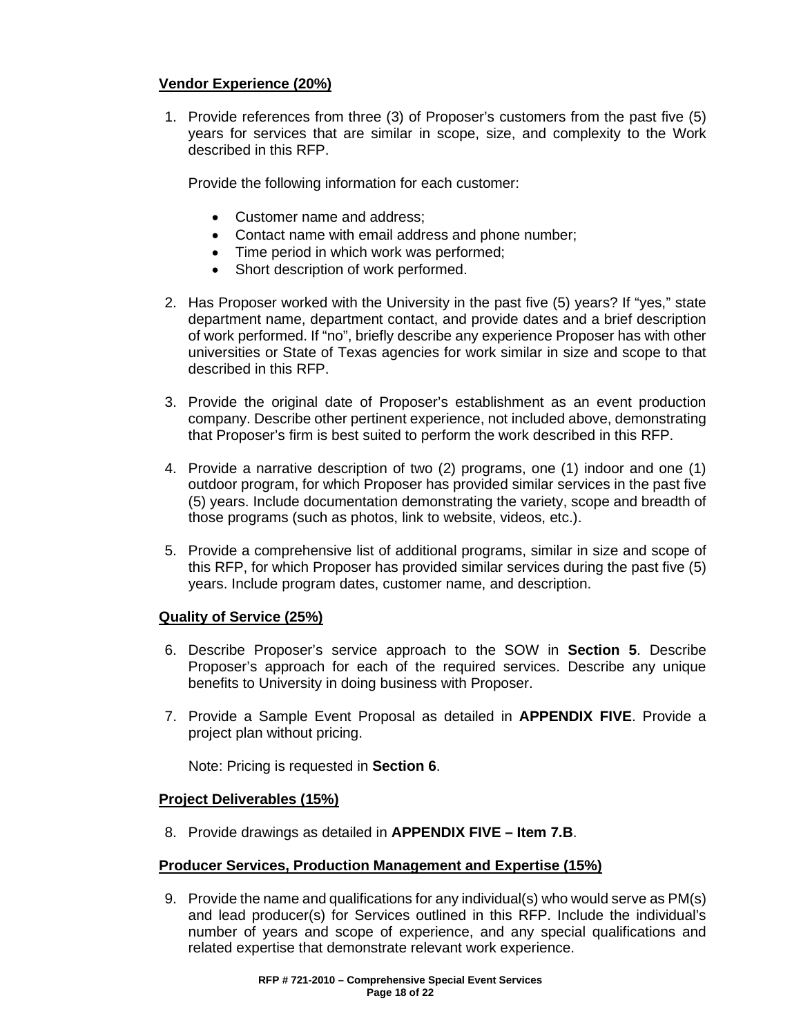**Vendor Experience (20%)**

1. Provide references from three (3) of Proposer's customers from the past five (5) years for services that are similar in scope, size, and complexity to the Work described in this RFP.

   Provide the following information for each customer:

   - Customer name and address;
   - Contact name with email address and phone number;
   - Time period in which work was performed;
   - Short description of work performed.

2. Has Proposer worked with the University in the past five (5) years? If "yes," state department name, department contact, and provide dates and a brief description of work performed. If "no", briefly describe any experience Proposer has with other universities or State of Texas agencies for work similar in size and scope to that described in this RFP.

3. Provide the original date of Proposer's establishment as an event production company. Describe other pertinent experience, not included above, demonstrating that Proposer's firm is best suited to perform the work described in this RFP.

4. Provide a narrative description of two (2) programs, one (1) indoor and one (1) outdoor program, for which Proposer has provided similar services in the past five (5) years. Include documentation demonstrating the variety, scope and breadth of those programs (such as photos, link to website, videos, etc.).

5. Provide a comprehensive list of additional programs, similar in size and scope of this RFP, for which Proposer has provided similar services during the past five (5) years. Include program dates, customer name, and description.

**Quality of Service (25%)**

6. Describe Proposer's service approach to the SOW in **Section 5**. Describe Proposer's approach for each of the required services. Describe any unique benefits to University in doing business with Proposer.

7. Provide a Sample Event Proposal as detailed in **APPENDIX FIVE**. Provide a project plan without pricing.

   Note: Pricing is requested in **Section 6**.

**Project Deliverables (15%)**

8. Provide drawings as detailed in **APPENDIX FIVE – Item 7.B**.

**Producer Services, Production Management and Expertise (15%)**

9. Provide the name and qualifications for any individual(s) who would serve as PM(s) and lead producer(s) for Services outlined in this RFP. Include the individual's number of years and scope of experience, and any special qualifications and related expertise that demonstrate relevant work experience.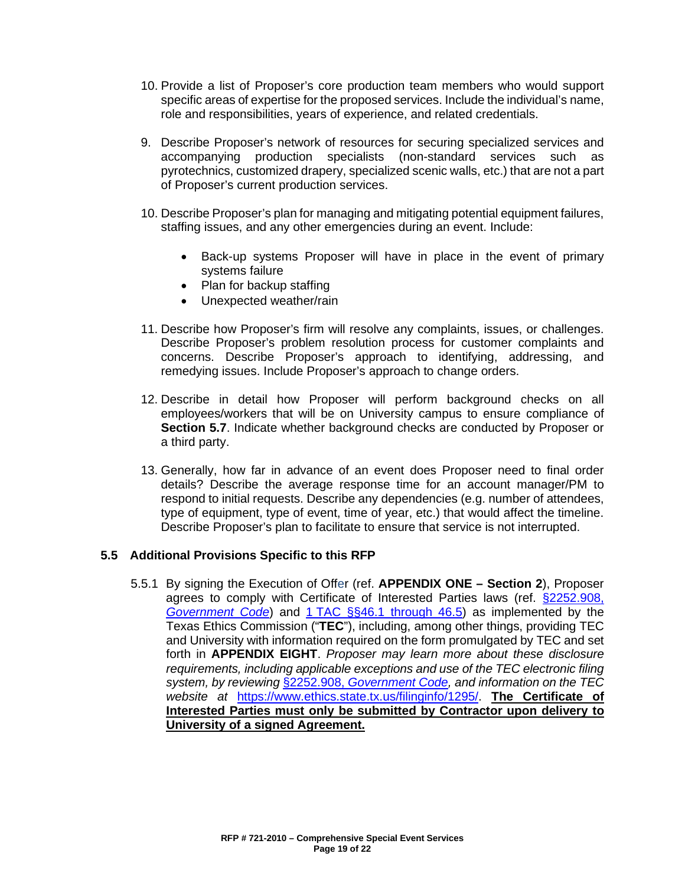10. Provide a list of Proposer's core production team members who would support specific areas of expertise for the proposed services. Include the individual's name, role and responsibilities, years of experience, and related credentials.

9. Describe Proposer's network of resources for securing specialized services and accompanying production specialists (non-standard services such as pyrotechnics, customized drapery, specialized scenic walls, etc.) that are not a part of Proposer's current production services.

10. Describe Proposer's plan for managing and mitigating potential equipment failures, staffing issues, and any other emergencies during an event. Include:

    - Back-up systems Proposer will have in place in the event of primary systems failure
    - Plan for backup staffing
    - Unexpected weather/rain

11. Describe how Proposer's firm will resolve any complaints, issues, or challenges. Describe Proposer's problem resolution process for customer complaints and concerns. Describe Proposer's approach to identifying, addressing, and remedying issues. Include Proposer's approach to change orders.

12. Describe in detail how Proposer will perform background checks on all employees/workers that will be on University campus to ensure compliance of **Section 5.7**. Indicate whether background checks are conducted by Proposer or a third party.

13. Generally, how far in advance of an event does Proposer need to final order details? Describe the average response time for an account manager/PM to respond to initial requests. Describe any dependencies (e.g. number of attendees, type of equipment, type of event, time of year, etc.) that would affect the timeline. Describe Proposer's plan to facilitate to ensure that service is not interrupted.

## 5.5 Additional Provisions Specific to this RFP

5.5.1 By signing the Execution of Offer (ref. **APPENDIX ONE – Section 2**), Proposer agrees to comply with Certificate of Interested Parties laws (ref. §2252.908, *Government Code*) and 1 TAC §§46.1 through 46.5) as implemented by the Texas Ethics Commission ("**TEC**"), including, among other things, providing TEC and University with information required on the form promulgated by TEC and set forth in **APPENDIX EIGHT**. *Proposer may learn more about these disclosure requirements, including applicable exceptions and use of the TEC electronic filing system, by reviewing* §2252.908, *Government Code, and information on the TEC website at* https://www.ethics.state.tx.us/filinginfo/1295/. **The Certificate of Interested Parties must only be submitted by Contractor upon delivery to University of a signed Agreement.**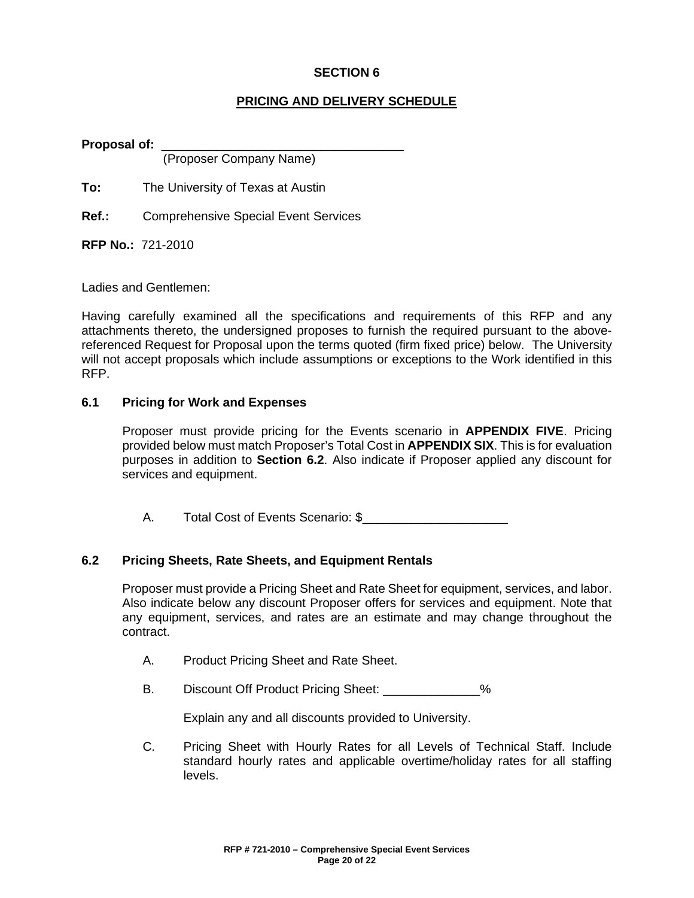# SECTION 6

## PRICING AND DELIVERY SCHEDULE

**Proposal of:** ___________________________________
(Proposer Company Name)

**To:** The University of Texas at Austin

**Ref.:** Comprehensive Special Event Services

**RFP No.:** 721-2010

Ladies and Gentlemen:

Having carefully examined all the specifications and requirements of this RFP and any attachments thereto, the undersigned proposes to furnish the required pursuant to the above-referenced Request for Proposal upon the terms quoted (firm fixed price) below. The University will not accept proposals which include assumptions or exceptions to the Work identified in this RFP.

### 6.1 Pricing for Work and Expenses

Proposer must provide pricing for the Events scenario in **APPENDIX FIVE**. Pricing provided below must match Proposer's Total Cost in **APPENDIX SIX**. This is for evaluation purposes in addition to **Section 6.2**. Also indicate if Proposer applied any discount for services and equipment.

A. Total Cost of Events Scenario: $_____________________

### 6.2 Pricing Sheets, Rate Sheets, and Equipment Rentals

Proposer must provide a Pricing Sheet and Rate Sheet for equipment, services, and labor. Also indicate below any discount Proposer offers for services and equipment. Note that any equipment, services, and rates are an estimate and may change throughout the contract.

A. Product Pricing Sheet and Rate Sheet.

B. Discount Off Product Pricing Sheet: ______________%

Explain any and all discounts provided to University.

C. Pricing Sheet with Hourly Rates for all Levels of Technical Staff. Include standard hourly rates and applicable overtime/holiday rates for all staffing levels.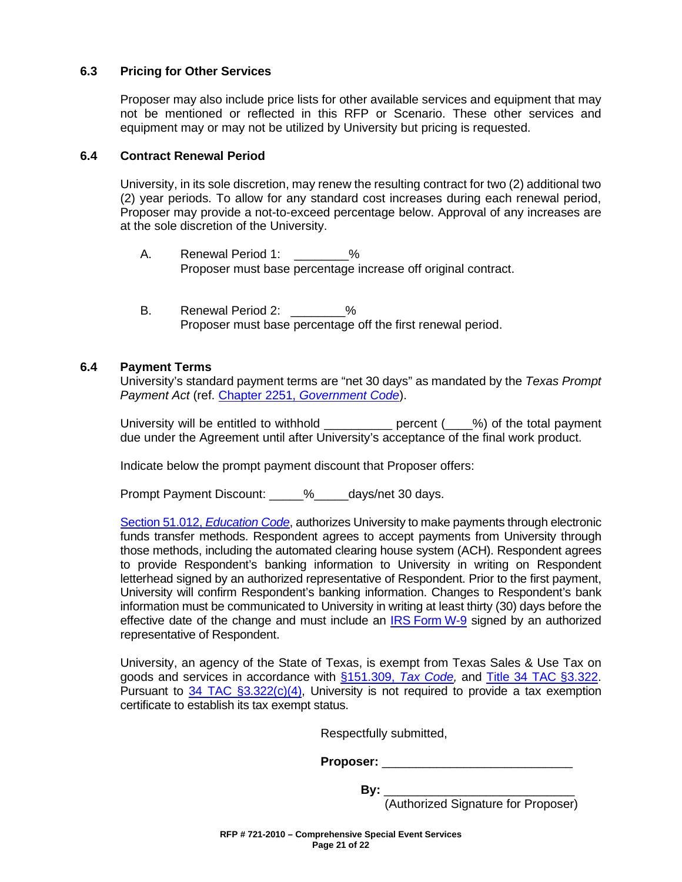### 6.3 Pricing for Other Services

Proposer may also include price lists for other available services and equipment that may not be mentioned or reflected in this RFP or Scenario. These other services and equipment may or may not be utilized by University but pricing is requested.

### 6.4 Contract Renewal Period

University, in its sole discretion, may renew the resulting contract for two (2) additional two (2) year periods. To allow for any standard cost increases during each renewal period, Proposer may provide a not-to-exceed percentage below. Approval of any increases are at the sole discretion of the University.

A. Renewal Period 1: ________%
Proposer must base percentage increase off original contract.

B. Renewal Period 2: ________%
Proposer must base percentage off the first renewal period.

### 6.4 Payment Terms

University's standard payment terms are "net 30 days" as mandated by the *Texas Prompt Payment Act* (ref. Chapter 2251, *Government Code*).

University will be entitled to withhold __________ percent (____%) of the total payment due under the Agreement until after University's acceptance of the final work product.

Indicate below the prompt payment discount that Proposer offers:

Prompt Payment Discount: _____%_____days/net 30 days.

Section 51.012, *Education Code*, authorizes University to make payments through electronic funds transfer methods. Respondent agrees to accept payments from University through those methods, including the automated clearing house system (ACH). Respondent agrees to provide Respondent's banking information to University in writing on Respondent letterhead signed by an authorized representative of Respondent. Prior to the first payment, University will confirm Respondent's banking information. Changes to Respondent's bank information must be communicated to University in writing at least thirty (30) days before the effective date of the change and must include an IRS Form W-9 signed by an authorized representative of Respondent.

University, an agency of the State of Texas, is exempt from Texas Sales & Use Tax on goods and services in accordance with §151.309, *Tax Code*, and Title 34 TAC §3.322. Pursuant to 34 TAC §3.322(c)(4), University is not required to provide a tax exemption certificate to establish its tax exempt status.

Respectfully submitted,

**Proposer:** ___________________________

**By:** ___________________________
(Authorized Signature for Proposer)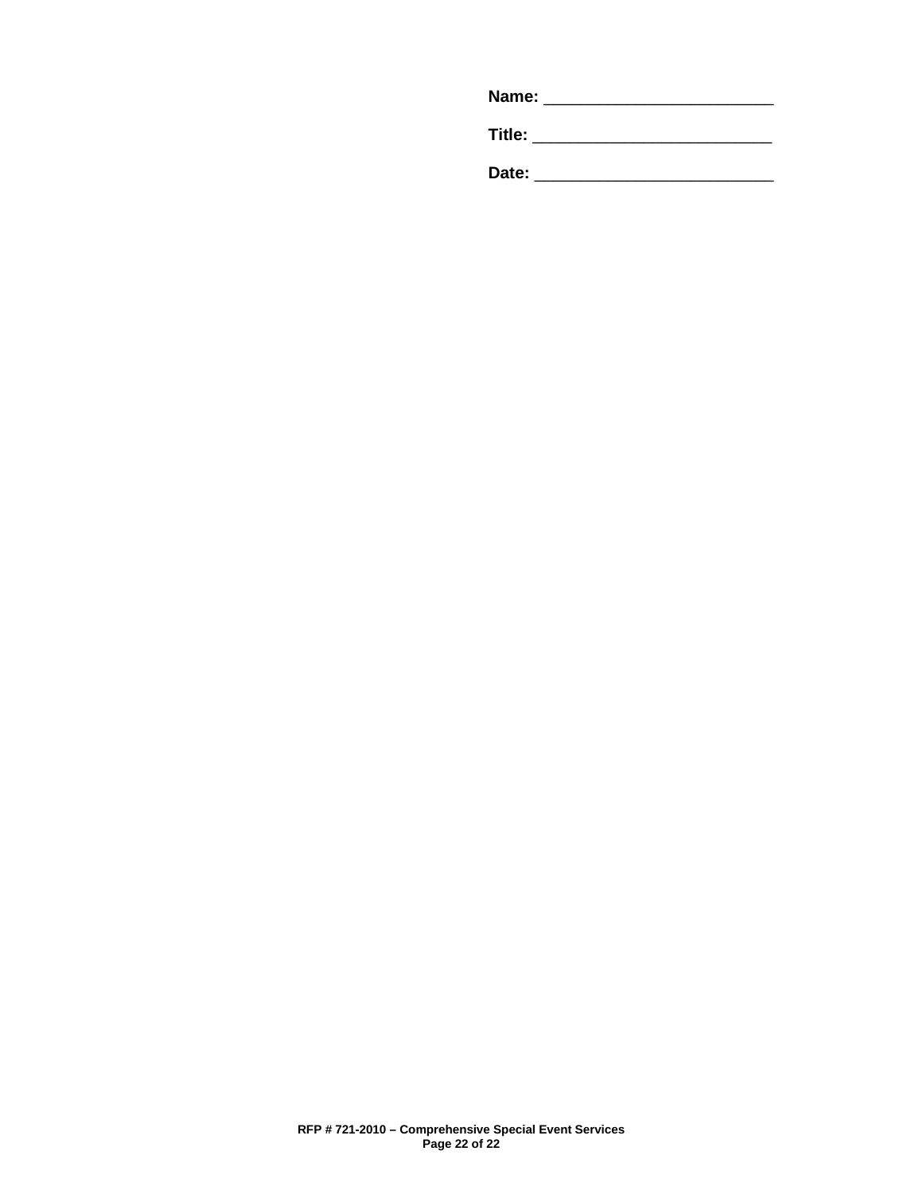**Name:** _________________________

**Title:** __________________________

**Date:** __________________________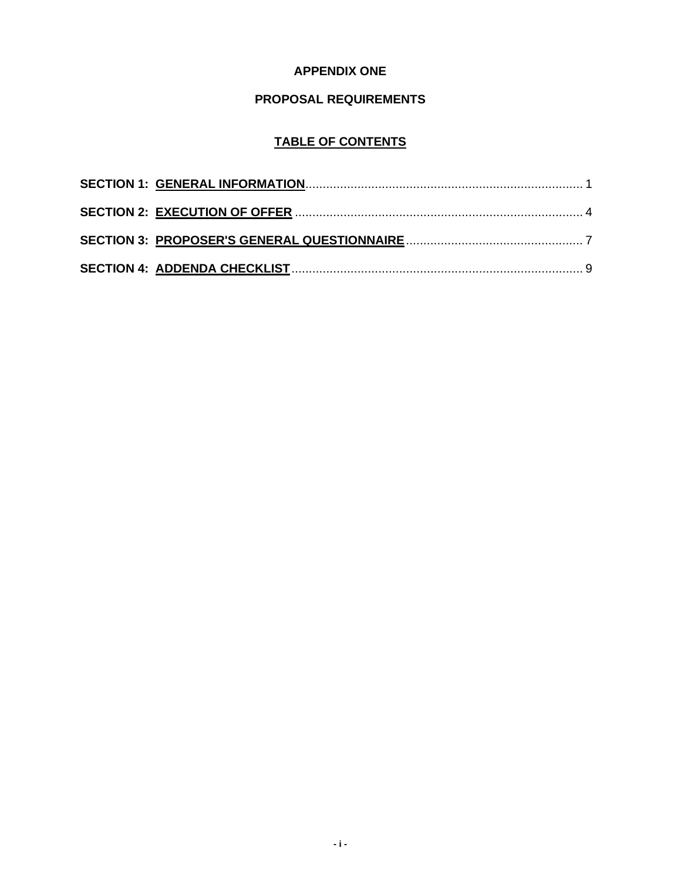# APPENDIX ONE

## PROPOSAL REQUIREMENTS

### TABLE OF CONTENTS

**SECTION 1: GENERAL INFORMATION** ................................................................................ 1

**SECTION 2: EXECUTION OF OFFER** .................................................................................. 4

**SECTION 3: PROPOSER'S GENERAL QUESTIONNAIRE** .................................................... 7

**SECTION 4: ADDENDA CHECKLIST** .................................................................................... 9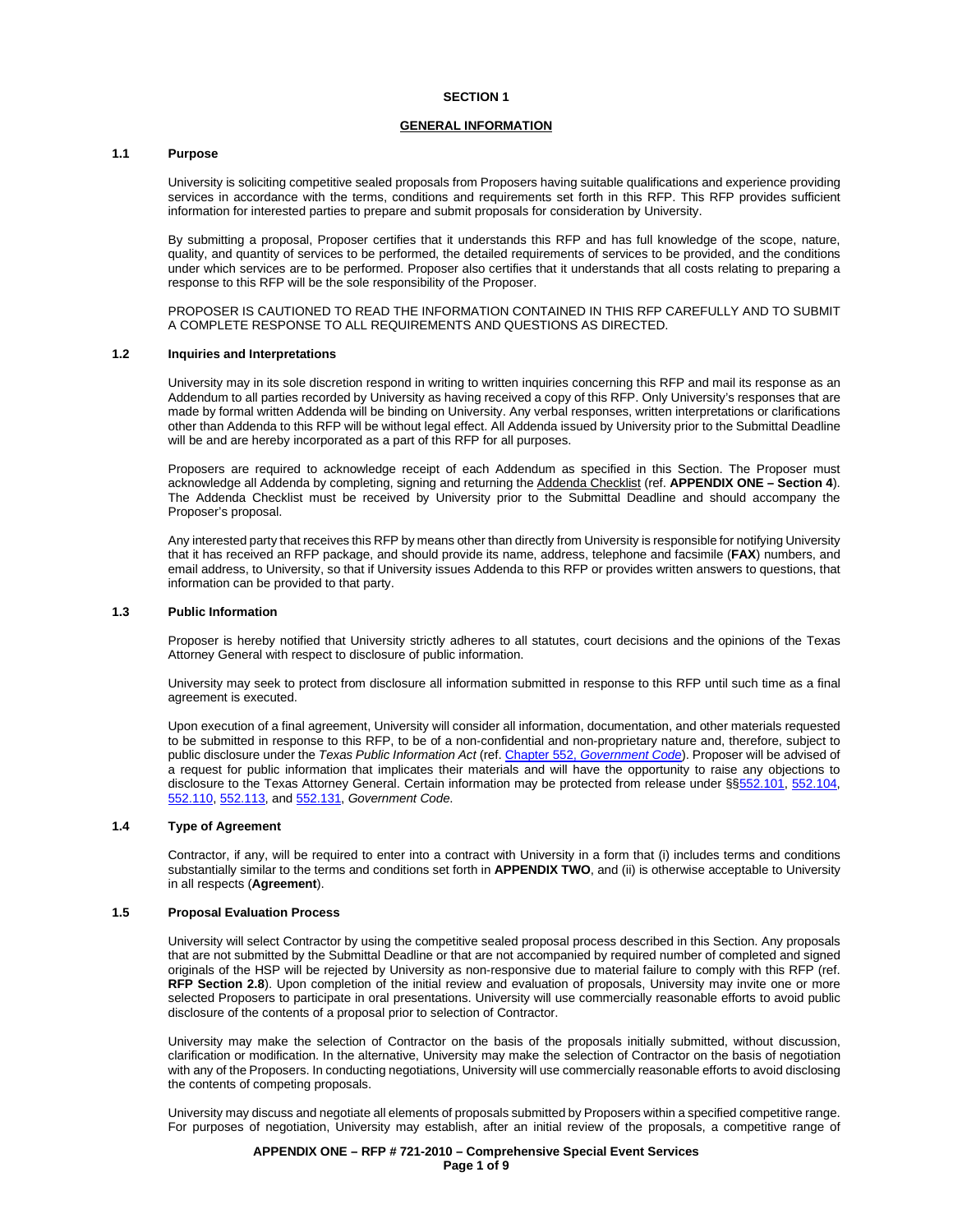# SECTION 1

## GENERAL INFORMATION

### 1.1 Purpose

University is soliciting competitive sealed proposals from Proposers having suitable qualifications and experience providing services in accordance with the terms, conditions and requirements set forth in this RFP. This RFP provides sufficient information for interested parties to prepare and submit proposals for consideration by University.

By submitting a proposal, Proposer certifies that it understands this RFP and has full knowledge of the scope, nature, quality, and quantity of services to be performed, the detailed requirements of services to be provided, and the conditions under which services are to be performed. Proposer also certifies that it understands that all costs relating to preparing a response to this RFP will be the sole responsibility of the Proposer.

PROPOSER IS CAUTIONED TO READ THE INFORMATION CONTAINED IN THIS RFP CAREFULLY AND TO SUBMIT A COMPLETE RESPONSE TO ALL REQUIREMENTS AND QUESTIONS AS DIRECTED.

### 1.2 Inquiries and Interpretations

University may in its sole discretion respond in writing to written inquiries concerning this RFP and mail its response as an Addendum to all parties recorded by University as having received a copy of this RFP. Only University's responses that are made by formal written Addenda will be binding on University. Any verbal responses, written interpretations or clarifications other than Addenda to this RFP will be without legal effect. All Addenda issued by University prior to the Submittal Deadline will be and are hereby incorporated as a part of this RFP for all purposes.

Proposers are required to acknowledge receipt of each Addendum as specified in this Section. The Proposer must acknowledge all Addenda by completing, signing and returning the Addenda Checklist (ref. **APPENDIX ONE – Section 4**). The Addenda Checklist must be received by University prior to the Submittal Deadline and should accompany the Proposer's proposal.

Any interested party that receives this RFP by means other than directly from University is responsible for notifying University that it has received an RFP package, and should provide its name, address, telephone and facsimile (**FAX**) numbers, and email address, to University, so that if University issues Addenda to this RFP or provides written answers to questions, that information can be provided to that party.

### 1.3 Public Information

Proposer is hereby notified that University strictly adheres to all statutes, court decisions and the opinions of the Texas Attorney General with respect to disclosure of public information.

University may seek to protect from disclosure all information submitted in response to this RFP until such time as a final agreement is executed.

Upon execution of a final agreement, University will consider all information, documentation, and other materials requested to be submitted in response to this RFP, to be of a non-confidential and non-proprietary nature and, therefore, subject to public disclosure under the *Texas Public Information Act* (ref. Chapter 552, *Government Code*). Proposer will be advised of a request for public information that implicates their materials and will have the opportunity to raise any objections to disclosure to the Texas Attorney General. Certain information may be protected from release under §§552.101, 552.104, 552.110, 552.113, and 552.131, *Government Code.*

### 1.4 Type of Agreement

Contractor, if any, will be required to enter into a contract with University in a form that (i) includes terms and conditions substantially similar to the terms and conditions set forth in **APPENDIX TWO**, and (ii) is otherwise acceptable to University in all respects (**Agreement**).

### 1.5 Proposal Evaluation Process

University will select Contractor by using the competitive sealed proposal process described in this Section. Any proposals that are not submitted by the Submittal Deadline or that are not accompanied by required number of completed and signed originals of the HSP will be rejected by University as non-responsive due to material failure to comply with this RFP (ref. **RFP Section 2.8**). Upon completion of the initial review and evaluation of proposals, University may invite one or more selected Proposers to participate in oral presentations. University will use commercially reasonable efforts to avoid public disclosure of the contents of a proposal prior to selection of Contractor.

University may make the selection of Contractor on the basis of the proposals initially submitted, without discussion, clarification or modification. In the alternative, University may make the selection of Contractor on the basis of negotiation with any of the Proposers. In conducting negotiations, University will use commercially reasonable efforts to avoid disclosing the contents of competing proposals.

University may discuss and negotiate all elements of proposals submitted by Proposers within a specified competitive range. For purposes of negotiation, University may establish, after an initial review of the proposals, a competitive range of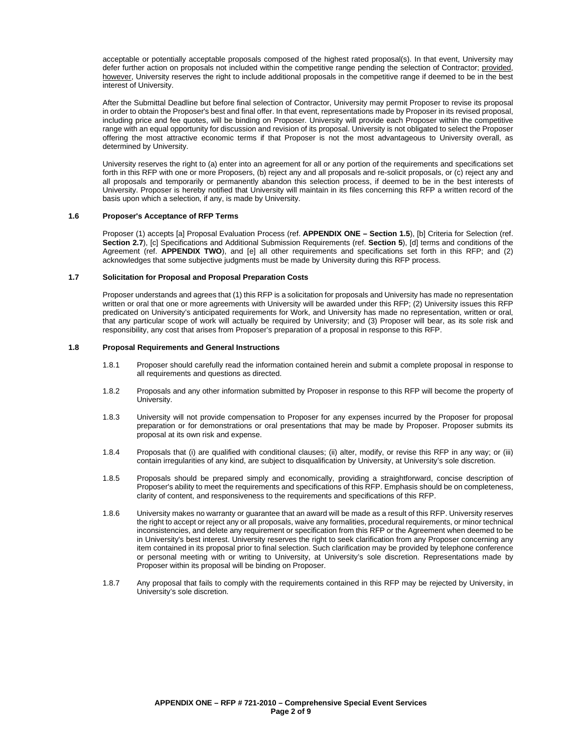acceptable or potentially acceptable proposals composed of the highest rated proposal(s). In that event, University may defer further action on proposals not included within the competitive range pending the selection of Contractor; provided, however, University reserves the right to include additional proposals in the competitive range if deemed to be in the best interest of University.

After the Submittal Deadline but before final selection of Contractor, University may permit Proposer to revise its proposal in order to obtain the Proposer's best and final offer. In that event, representations made by Proposer in its revised proposal, including price and fee quotes, will be binding on Proposer. University will provide each Proposer within the competitive range with an equal opportunity for discussion and revision of its proposal. University is not obligated to select the Proposer offering the most attractive economic terms if that Proposer is not the most advantageous to University overall, as determined by University.

University reserves the right to (a) enter into an agreement for all or any portion of the requirements and specifications set forth in this RFP with one or more Proposers, (b) reject any and all proposals and re-solicit proposals, or (c) reject any and all proposals and temporarily or permanently abandon this selection process, if deemed to be in the best interests of University. Proposer is hereby notified that University will maintain in its files concerning this RFP a written record of the basis upon which a selection, if any, is made by University.

### 1.6 Proposer's Acceptance of RFP Terms

Proposer (1) accepts [a] Proposal Evaluation Process (ref. **APPENDIX ONE – Section 1.5**), [b] Criteria for Selection (ref. **Section 2.7**), [c] Specifications and Additional Submission Requirements (ref. **Section 5**), [d] terms and conditions of the Agreement (ref. **APPENDIX TWO**), and [e] all other requirements and specifications set forth in this RFP; and (2) acknowledges that some subjective judgments must be made by University during this RFP process.

### 1.7 Solicitation for Proposal and Proposal Preparation Costs

Proposer understands and agrees that (1) this RFP is a solicitation for proposals and University has made no representation written or oral that one or more agreements with University will be awarded under this RFP; (2) University issues this RFP predicated on University's anticipated requirements for Work, and University has made no representation, written or oral, that any particular scope of work will actually be required by University; and (3) Proposer will bear, as its sole risk and responsibility, any cost that arises from Proposer's preparation of a proposal in response to this RFP.

### 1.8 Proposal Requirements and General Instructions

1.8.1 Proposer should carefully read the information contained herein and submit a complete proposal in response to all requirements and questions as directed.

1.8.2 Proposals and any other information submitted by Proposer in response to this RFP will become the property of University.

1.8.3 University will not provide compensation to Proposer for any expenses incurred by the Proposer for proposal preparation or for demonstrations or oral presentations that may be made by Proposer. Proposer submits its proposal at its own risk and expense.

1.8.4 Proposals that (i) are qualified with conditional clauses; (ii) alter, modify, or revise this RFP in any way; or (iii) contain irregularities of any kind, are subject to disqualification by University, at University's sole discretion.

1.8.5 Proposals should be prepared simply and economically, providing a straightforward, concise description of Proposer's ability to meet the requirements and specifications of this RFP. Emphasis should be on completeness, clarity of content, and responsiveness to the requirements and specifications of this RFP.

1.8.6 University makes no warranty or guarantee that an award will be made as a result of this RFP. University reserves the right to accept or reject any or all proposals, waive any formalities, procedural requirements, or minor technical inconsistencies, and delete any requirement or specification from this RFP or the Agreement when deemed to be in University's best interest. University reserves the right to seek clarification from any Proposer concerning any item contained in its proposal prior to final selection. Such clarification may be provided by telephone conference or personal meeting with or writing to University, at University's sole discretion. Representations made by Proposer within its proposal will be binding on Proposer.

1.8.7 Any proposal that fails to comply with the requirements contained in this RFP may be rejected by University, in University's sole discretion.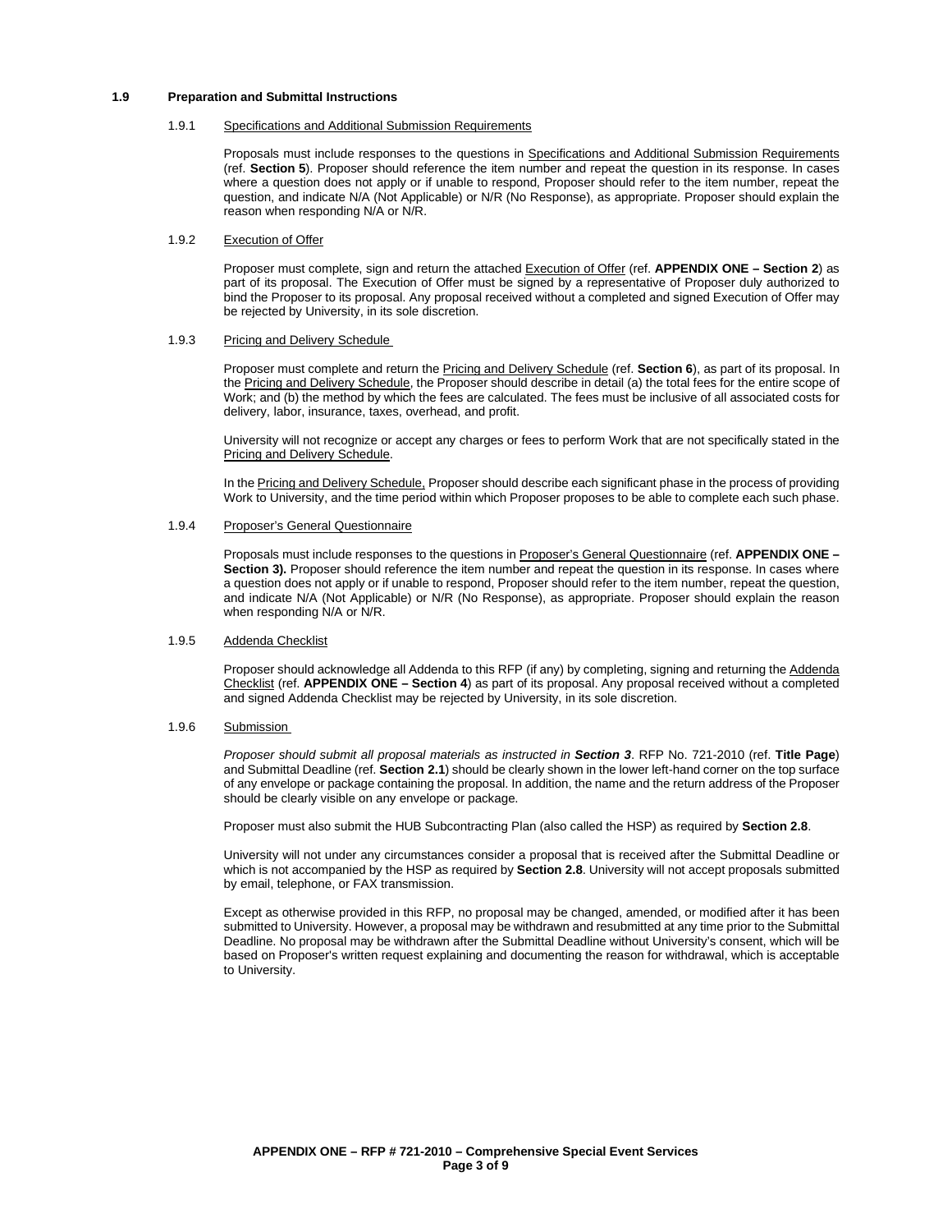## 1.9 Preparation and Submittal Instructions

### 1.9.1 Specifications and Additional Submission Requirements

Proposals must include responses to the questions in Specifications and Additional Submission Requirements (ref. **Section 5**). Proposer should reference the item number and repeat the question in its response. In cases where a question does not apply or if unable to respond, Proposer should refer to the item number, repeat the question, and indicate N/A (Not Applicable) or N/R (No Response), as appropriate. Proposer should explain the reason when responding N/A or N/R.

### 1.9.2 Execution of Offer

Proposer must complete, sign and return the attached Execution of Offer (ref. **APPENDIX ONE – Section 2**) as part of its proposal. The Execution of Offer must be signed by a representative of Proposer duly authorized to bind the Proposer to its proposal. Any proposal received without a completed and signed Execution of Offer may be rejected by University, in its sole discretion.

### 1.9.3 Pricing and Delivery Schedule

Proposer must complete and return the Pricing and Delivery Schedule (ref. **Section 6**), as part of its proposal. In the Pricing and Delivery Schedule, the Proposer should describe in detail (a) the total fees for the entire scope of Work; and (b) the method by which the fees are calculated. The fees must be inclusive of all associated costs for delivery, labor, insurance, taxes, overhead, and profit.

University will not recognize or accept any charges or fees to perform Work that are not specifically stated in the Pricing and Delivery Schedule.

In the Pricing and Delivery Schedule, Proposer should describe each significant phase in the process of providing Work to University, and the time period within which Proposer proposes to be able to complete each such phase.

### 1.9.4 Proposer's General Questionnaire

Proposals must include responses to the questions in Proposer's General Questionnaire (ref. **APPENDIX ONE – Section 3).** Proposer should reference the item number and repeat the question in its response. In cases where a question does not apply or if unable to respond, Proposer should refer to the item number, repeat the question, and indicate N/A (Not Applicable) or N/R (No Response), as appropriate. Proposer should explain the reason when responding N/A or N/R.

### 1.9.5 Addenda Checklist

Proposer should acknowledge all Addenda to this RFP (if any) by completing, signing and returning the Addenda Checklist (ref. **APPENDIX ONE – Section 4**) as part of its proposal. Any proposal received without a completed and signed Addenda Checklist may be rejected by University, in its sole discretion.

### 1.9.6 Submission

*Proposer should submit all proposal materials as instructed in **Section 3***. RFP No. 721-2010 (ref. **Title Page**) and Submittal Deadline (ref. **Section 2.1**) should be clearly shown in the lower left-hand corner on the top surface of any envelope or package containing the proposal. In addition, the name and the return address of the Proposer should be clearly visible on any envelope or package.

Proposer must also submit the HUB Subcontracting Plan (also called the HSP) as required by **Section 2.8**.

University will not under any circumstances consider a proposal that is received after the Submittal Deadline or which is not accompanied by the HSP as required by **Section 2.8**. University will not accept proposals submitted by email, telephone, or FAX transmission.

Except as otherwise provided in this RFP, no proposal may be changed, amended, or modified after it has been submitted to University. However, a proposal may be withdrawn and resubmitted at any time prior to the Submittal Deadline. No proposal may be withdrawn after the Submittal Deadline without University's consent, which will be based on Proposer's written request explaining and documenting the reason for withdrawal, which is acceptable to University.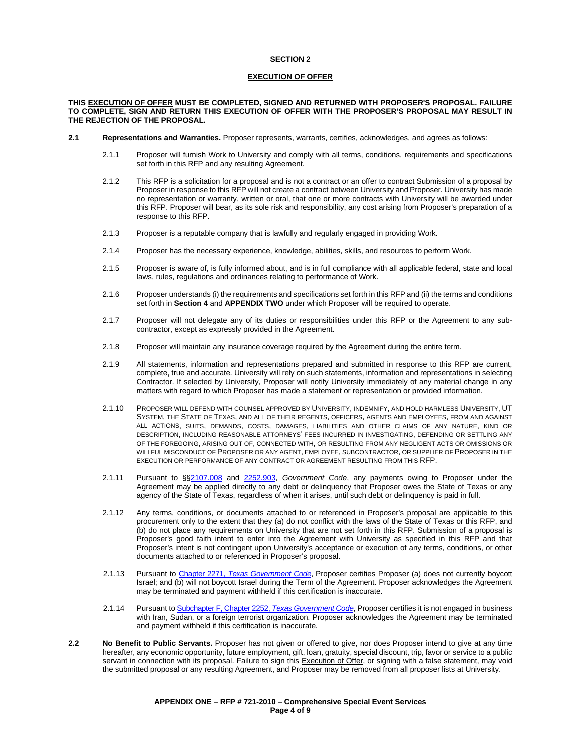## SECTION 2

## EXECUTION OF OFFER

**THIS EXECUTION OF OFFER MUST BE COMPLETED, SIGNED AND RETURNED WITH PROPOSER'S PROPOSAL. FAILURE TO COMPLETE, SIGN AND RETURN THIS EXECUTION OF OFFER WITH THE PROPOSER'S PROPOSAL MAY RESULT IN THE REJECTION OF THE PROPOSAL.**

**2.1 Representations and Warranties.** Proposer represents, warrants, certifies, acknowledges, and agrees as follows:

2.1.1 Proposer will furnish Work to University and comply with all terms, conditions, requirements and specifications set forth in this RFP and any resulting Agreement.

2.1.2 This RFP is a solicitation for a proposal and is not a contract or an offer to contract Submission of a proposal by Proposer in response to this RFP will not create a contract between University and Proposer. University has made no representation or warranty, written or oral, that one or more contracts with University will be awarded under this RFP. Proposer will bear, as its sole risk and responsibility, any cost arising from Proposer's preparation of a response to this RFP.

2.1.3 Proposer is a reputable company that is lawfully and regularly engaged in providing Work.

2.1.4 Proposer has the necessary experience, knowledge, abilities, skills, and resources to perform Work.

2.1.5 Proposer is aware of, is fully informed about, and is in full compliance with all applicable federal, state and local laws, rules, regulations and ordinances relating to performance of Work.

2.1.6 Proposer understands (i) the requirements and specifications set forth in this RFP and (ii) the terms and conditions set forth in **Section 4** and **APPENDIX TWO** under which Proposer will be required to operate.

2.1.7 Proposer will not delegate any of its duties or responsibilities under this RFP or the Agreement to any sub-contractor, except as expressly provided in the Agreement.

2.1.8 Proposer will maintain any insurance coverage required by the Agreement during the entire term.

2.1.9 All statements, information and representations prepared and submitted in response to this RFP are current, complete, true and accurate. University will rely on such statements, information and representations in selecting Contractor. If selected by University, Proposer will notify University immediately of any material change in any matters with regard to which Proposer has made a statement or representation or provided information.

2.1.10 PROPOSER WILL DEFEND WITH COUNSEL APPROVED BY UNIVERSITY, INDEMNIFY, AND HOLD HARMLESS UNIVERSITY, UT SYSTEM, THE STATE OF TEXAS, AND ALL OF THEIR REGENTS, OFFICERS, AGENTS AND EMPLOYEES, FROM AND AGAINST ALL ACTIONS, SUITS, DEMANDS, COSTS, DAMAGES, LIABILITIES AND OTHER CLAIMS OF ANY NATURE, KIND OR DESCRIPTION, INCLUDING REASONABLE ATTORNEYS' FEES INCURRED IN INVESTIGATING, DEFENDING OR SETTLING ANY OF THE FOREGOING, ARISING OUT OF, CONNECTED WITH, OR RESULTING FROM ANY NEGLIGENT ACTS OR OMISSIONS OR WILLFUL MISCONDUCT OF PROPOSER OR ANY AGENT, EMPLOYEE, SUBCONTRACTOR, OR SUPPLIER OF PROPOSER IN THE EXECUTION OR PERFORMANCE OF ANY CONTRACT OR AGREEMENT RESULTING FROM THIS RFP.

2.1.11 Pursuant to §§2107.008 and 2252.903, *Government Code*, any payments owing to Proposer under the Agreement may be applied directly to any debt or delinquency that Proposer owes the State of Texas or any agency of the State of Texas, regardless of when it arises, until such debt or delinquency is paid in full.

2.1.12 Any terms, conditions, or documents attached to or referenced in Proposer's proposal are applicable to this procurement only to the extent that they (a) do not conflict with the laws of the State of Texas or this RFP, and (b) do not place any requirements on University that are not set forth in this RFP. Submission of a proposal is Proposer's good faith intent to enter into the Agreement with University as specified in this RFP and that Proposer's intent is not contingent upon University's acceptance or execution of any terms, conditions, or other documents attached to or referenced in Proposer's proposal.

2.1.13 Pursuant to Chapter 2271, *Texas Government Code*, Proposer certifies Proposer (a) does not currently boycott Israel; and (b) will not boycott Israel during the Term of the Agreement. Proposer acknowledges the Agreement may be terminated and payment withheld if this certification is inaccurate.

2.1.14 Pursuant to Subchapter F, Chapter 2252, *Texas Government Code*, Proposer certifies it is not engaged in business with Iran, Sudan, or a foreign terrorist organization. Proposer acknowledges the Agreement may be terminated and payment withheld if this certification is inaccurate.

**2.2 No Benefit to Public Servants.** Proposer has not given or offered to give, nor does Proposer intend to give at any time hereafter, any economic opportunity, future employment, gift, loan, gratuity, special discount, trip, favor or service to a public servant in connection with its proposal. Failure to sign this Execution of Offer, or signing with a false statement, may void the submitted proposal or any resulting Agreement, and Proposer may be removed from all proposer lists at University.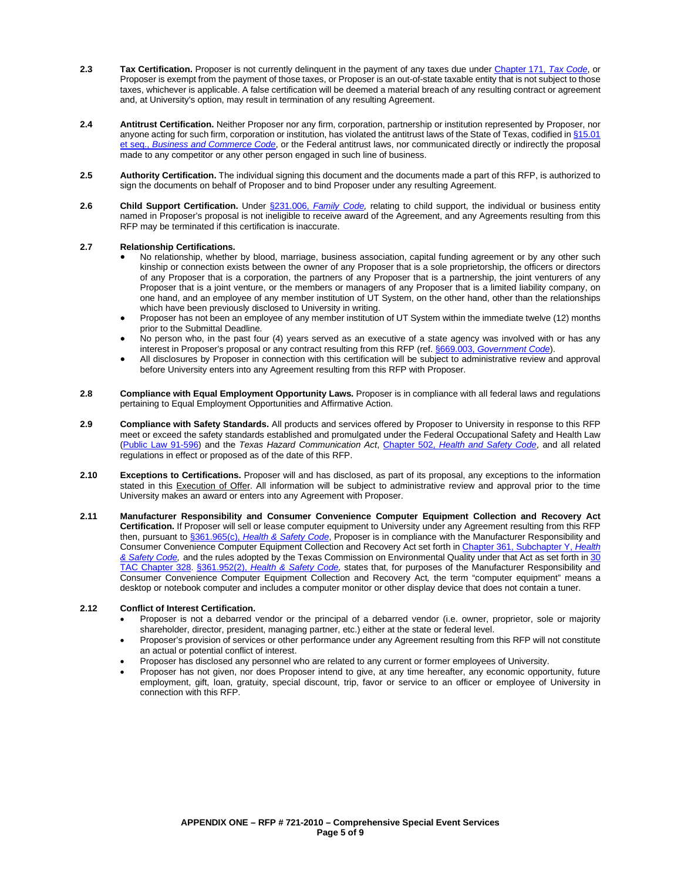**2.3** **Tax Certification.** Proposer is not currently delinquent in the payment of any taxes due under Chapter 171, *Tax Code*, or Proposer is exempt from the payment of those taxes, or Proposer is an out-of-state taxable entity that is not subject to those taxes, whichever is applicable. A false certification will be deemed a material breach of any resulting contract or agreement and, at University's option, may result in termination of any resulting Agreement.

**2.4** **Antitrust Certification.** Neither Proposer nor any firm, corporation, partnership or institution represented by Proposer, nor anyone acting for such firm, corporation or institution, has violated the antitrust laws of the State of Texas, codified in §15.01 et seq., *Business and Commerce Code*, or the Federal antitrust laws, nor communicated directly or indirectly the proposal made to any competitor or any other person engaged in such line of business.

**2.5** **Authority Certification.** The individual signing this document and the documents made a part of this RFP, is authorized to sign the documents on behalf of Proposer and to bind Proposer under any resulting Agreement.

**2.6** **Child Support Certification.** Under §231.006, *Family Code,* relating to child support, the individual or business entity named in Proposer's proposal is not ineligible to receive award of the Agreement, and any Agreements resulting from this RFP may be terminated if this certification is inaccurate.

**2.7** **Relationship Certifications.**

- No relationship, whether by blood, marriage, business association, capital funding agreement or by any other such kinship or connection exists between the owner of any Proposer that is a sole proprietorship, the officers or directors of any Proposer that is a corporation, the partners of any Proposer that is a partnership, the joint venturers of any Proposer that is a joint venture, or the members or managers of any Proposer that is a limited liability company, on one hand, and an employee of any member institution of UT System, on the other hand, other than the relationships which have been previously disclosed to University in writing.
- Proposer has not been an employee of any member institution of UT System within the immediate twelve (12) months prior to the Submittal Deadline.
- No person who, in the past four (4) years served as an executive of a state agency was involved with or has any interest in Proposer's proposal or any contract resulting from this RFP (ref. §669.003, *Government Code*).
- All disclosures by Proposer in connection with this certification will be subject to administrative review and approval before University enters into any Agreement resulting from this RFP with Proposer.

**2.8** **Compliance with Equal Employment Opportunity Laws.** Proposer is in compliance with all federal laws and regulations pertaining to Equal Employment Opportunities and Affirmative Action.

**2.9** **Compliance with Safety Standards.** All products and services offered by Proposer to University in response to this RFP meet or exceed the safety standards established and promulgated under the Federal Occupational Safety and Health Law (Public Law 91-596) and the *Texas Hazard Communication Act*, Chapter 502, *Health and Safety Code*, and all related regulations in effect or proposed as of the date of this RFP.

**2.10** **Exceptions to Certifications.** Proposer will and has disclosed, as part of its proposal, any exceptions to the information stated in this Execution of Offer. All information will be subject to administrative review and approval prior to the time University makes an award or enters into any Agreement with Proposer.

**2.11** **Manufacturer Responsibility and Consumer Convenience Computer Equipment Collection and Recovery Act Certification.** If Proposer will sell or lease computer equipment to University under any Agreement resulting from this RFP then, pursuant to §361.965(c), *Health & Safety Code*, Proposer is in compliance with the Manufacturer Responsibility and Consumer Convenience Computer Equipment Collection and Recovery Act set forth in Chapter 361, Subchapter Y, *Health & Safety Code,* and the rules adopted by the Texas Commission on Environmental Quality under that Act as set forth in 30 TAC Chapter 328. §361.952(2), *Health & Safety Code,* states that, for purposes of the Manufacturer Responsibility and Consumer Convenience Computer Equipment Collection and Recovery Act*,* the term "computer equipment" means a desktop or notebook computer and includes a computer monitor or other display device that does not contain a tuner.

**2.12** **Conflict of Interest Certification.**

- Proposer is not a debarred vendor or the principal of a debarred vendor (i.e. owner, proprietor, sole or majority shareholder, director, president, managing partner, etc.) either at the state or federal level.
- Proposer's provision of services or other performance under any Agreement resulting from this RFP will not constitute an actual or potential conflict of interest.
- Proposer has disclosed any personnel who are related to any current or former employees of University.
- Proposer has not given, nor does Proposer intend to give, at any time hereafter, any economic opportunity, future employment, gift, loan, gratuity, special discount, trip, favor or service to an officer or employee of University in connection with this RFP.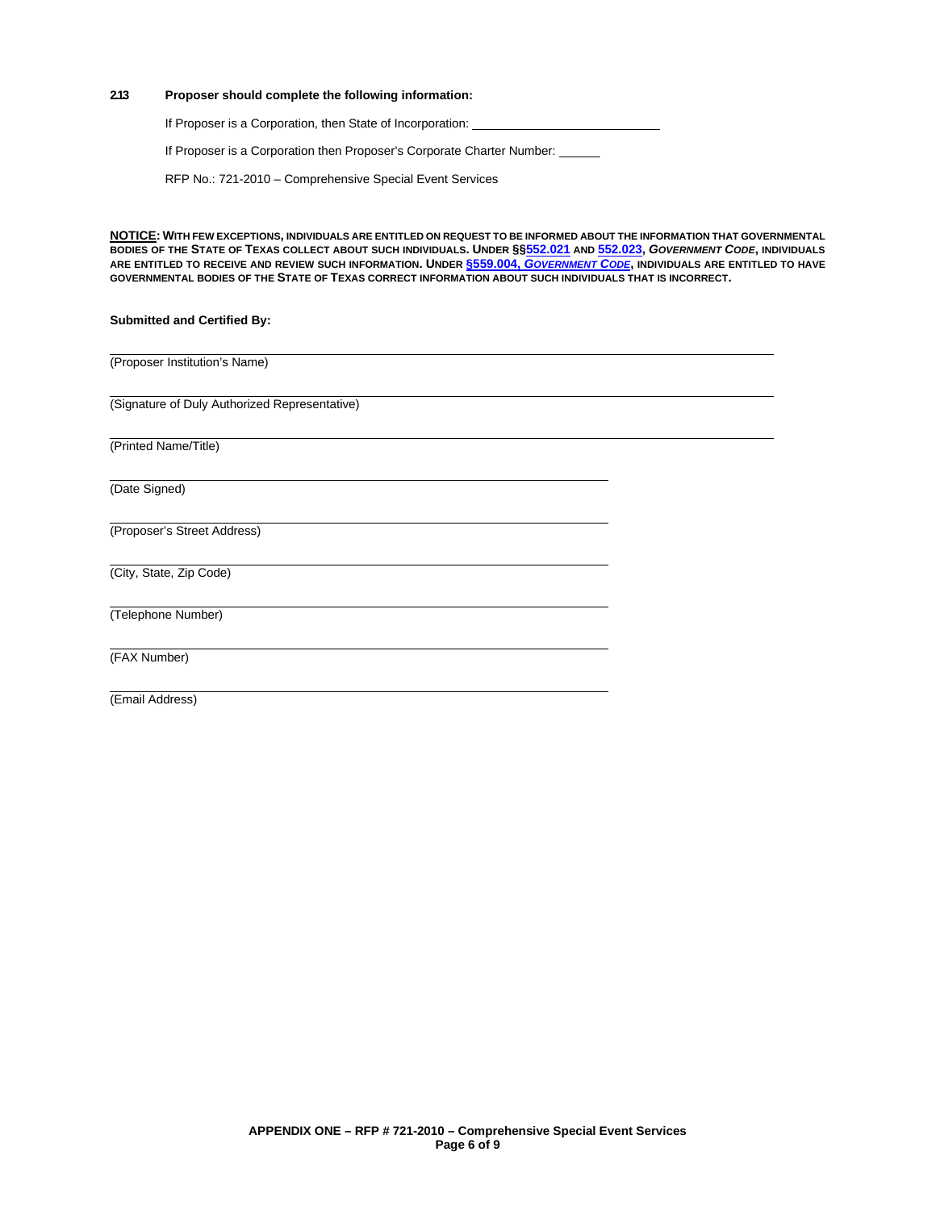**2.13 Proposer should complete the following information:**

If Proposer is a Corporation, then State of Incorporation: ___________________________

If Proposer is a Corporation then Proposer's Corporate Charter Number: ______

RFP No.: 721-2010 – Comprehensive Special Event Services

**NOTICE: WITH FEW EXCEPTIONS, INDIVIDUALS ARE ENTITLED ON REQUEST TO BE INFORMED ABOUT THE INFORMATION THAT GOVERNMENTAL BODIES OF THE STATE OF TEXAS COLLECT ABOUT SUCH INDIVIDUALS. UNDER §§552.021 AND 552.023, *GOVERNMENT CODE*, INDIVIDUALS ARE ENTITLED TO RECEIVE AND REVIEW SUCH INFORMATION. UNDER §559.004, *GOVERNMENT CODE*, INDIVIDUALS ARE ENTITLED TO HAVE GOVERNMENTAL BODIES OF THE STATE OF TEXAS CORRECT INFORMATION ABOUT SUCH INDIVIDUALS THAT IS INCORRECT.**

**Submitted and Certified By:**

______________________________________________________________
(Proposer Institution's Name)

______________________________________________________________
(Signature of Duly Authorized Representative)

______________________________________________________________
(Printed Name/Title)

______________________________________________
(Date Signed)

______________________________________________
(Proposer's Street Address)

______________________________________________
(City, State, Zip Code)

______________________________________________
(Telephone Number)

______________________________________________
(FAX Number)

______________________________________________
(Email Address)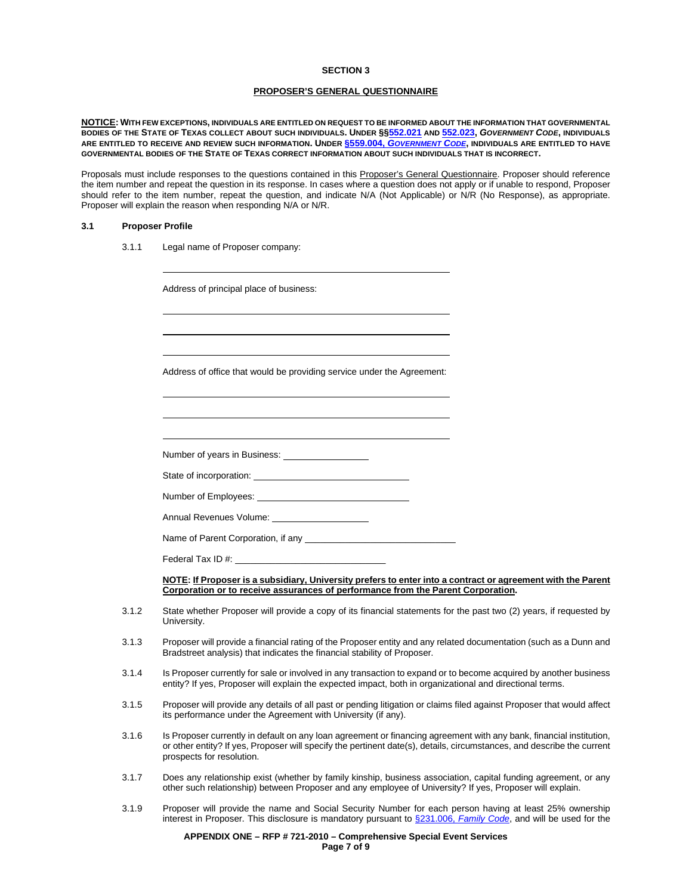## SECTION 3

## PROPOSER'S GENERAL QUESTIONNAIRE

**NOTICE: WITH FEW EXCEPTIONS, INDIVIDUALS ARE ENTITLED ON REQUEST TO BE INFORMED ABOUT THE INFORMATION THAT GOVERNMENTAL BODIES OF THE STATE OF TEXAS COLLECT ABOUT SUCH INDIVIDUALS. UNDER §§552.021 AND 552.023, *GOVERNMENT CODE*, INDIVIDUALS ARE ENTITLED TO RECEIVE AND REVIEW SUCH INFORMATION. UNDER §559.004, *GOVERNMENT CODE*, INDIVIDUALS ARE ENTITLED TO HAVE GOVERNMENTAL BODIES OF THE STATE OF TEXAS CORRECT INFORMATION ABOUT SUCH INDIVIDUALS THAT IS INCORRECT.**

Proposals must include responses to the questions contained in this Proposer's General Questionnaire. Proposer should reference the item number and repeat the question in its response. In cases where a question does not apply or if unable to respond, Proposer should refer to the item number, repeat the question, and indicate N/A (Not Applicable) or N/R (No Response), as appropriate. Proposer will explain the reason when responding N/A or N/R.

### 3.1 Proposer Profile

3.1.1 Legal name of Proposer company:

\_\_\_\_\_\_\_\_\_\_\_\_\_\_\_\_\_\_\_\_\_\_\_\_\_\_\_\_\_\_\_\_\_\_\_\_\_\_\_\_

Address of principal place of business:

\_\_\_\_\_\_\_\_\_\_\_\_\_\_\_\_\_\_\_\_\_\_\_\_\_\_\_\_\_\_\_\_\_\_\_\_\_\_\_\_

\_\_\_\_\_\_\_\_\_\_\_\_\_\_\_\_\_\_\_\_\_\_\_\_\_\_\_\_\_\_\_\_\_\_\_\_\_\_\_\_

\_\_\_\_\_\_\_\_\_\_\_\_\_\_\_\_\_\_\_\_\_\_\_\_\_\_\_\_\_\_\_\_\_\_\_\_\_\_\_\_

Address of office that would be providing service under the Agreement:

\_\_\_\_\_\_\_\_\_\_\_\_\_\_\_\_\_\_\_\_\_\_\_\_\_\_\_\_\_\_\_\_\_\_\_\_\_\_\_\_

\_\_\_\_\_\_\_\_\_\_\_\_\_\_\_\_\_\_\_\_\_\_\_\_\_\_\_\_\_\_\_\_\_\_\_\_\_\_\_\_

\_\_\_\_\_\_\_\_\_\_\_\_\_\_\_\_\_\_\_\_\_\_\_\_\_\_\_\_\_\_\_\_\_\_\_\_\_\_\_\_

Number of years in Business: \_\_\_\_\_\_\_\_\_\_\_\_\_\_\_\_

State of incorporation: \_\_\_\_\_\_\_\_\_\_\_\_\_\_\_\_\_\_\_\_\_\_\_\_

Number of Employees: \_\_\_\_\_\_\_\_\_\_\_\_\_\_\_\_\_\_\_\_\_\_\_\_

Annual Revenues Volume: \_\_\_\_\_\_\_\_\_\_\_\_\_\_\_\_

Name of Parent Corporation, if any \_\_\_\_\_\_\_\_\_\_\_\_\_\_\_\_\_\_\_\_\_\_\_\_

Federal Tax ID #: \_\_\_\_\_\_\_\_\_\_\_\_\_\_\_\_\_\_\_\_\_\_\_\_

**NOTE: If Proposer is a subsidiary, University prefers to enter into a contract or agreement with the Parent Corporation or to receive assurances of performance from the Parent Corporation.**

3.1.2 State whether Proposer will provide a copy of its financial statements for the past two (2) years, if requested by University.

3.1.3 Proposer will provide a financial rating of the Proposer entity and any related documentation (such as a Dunn and Bradstreet analysis) that indicates the financial stability of Proposer.

3.1.4 Is Proposer currently for sale or involved in any transaction to expand or to become acquired by another business entity? If yes, Proposer will explain the expected impact, both in organizational and directional terms.

3.1.5 Proposer will provide any details of all past or pending litigation or claims filed against Proposer that would affect its performance under the Agreement with University (if any).

3.1.6 Is Proposer currently in default on any loan agreement or financing agreement with any bank, financial institution, or other entity? If yes, Proposer will specify the pertinent date(s), details, circumstances, and describe the current prospects for resolution.

3.1.7 Does any relationship exist (whether by family kinship, business association, capital funding agreement, or any other such relationship) between Proposer and any employee of University? If yes, Proposer will explain.

3.1.9 Proposer will provide the name and Social Security Number for each person having at least 25% ownership interest in Proposer. This disclosure is mandatory pursuant to §231.006, *Family Code*, and will be used for the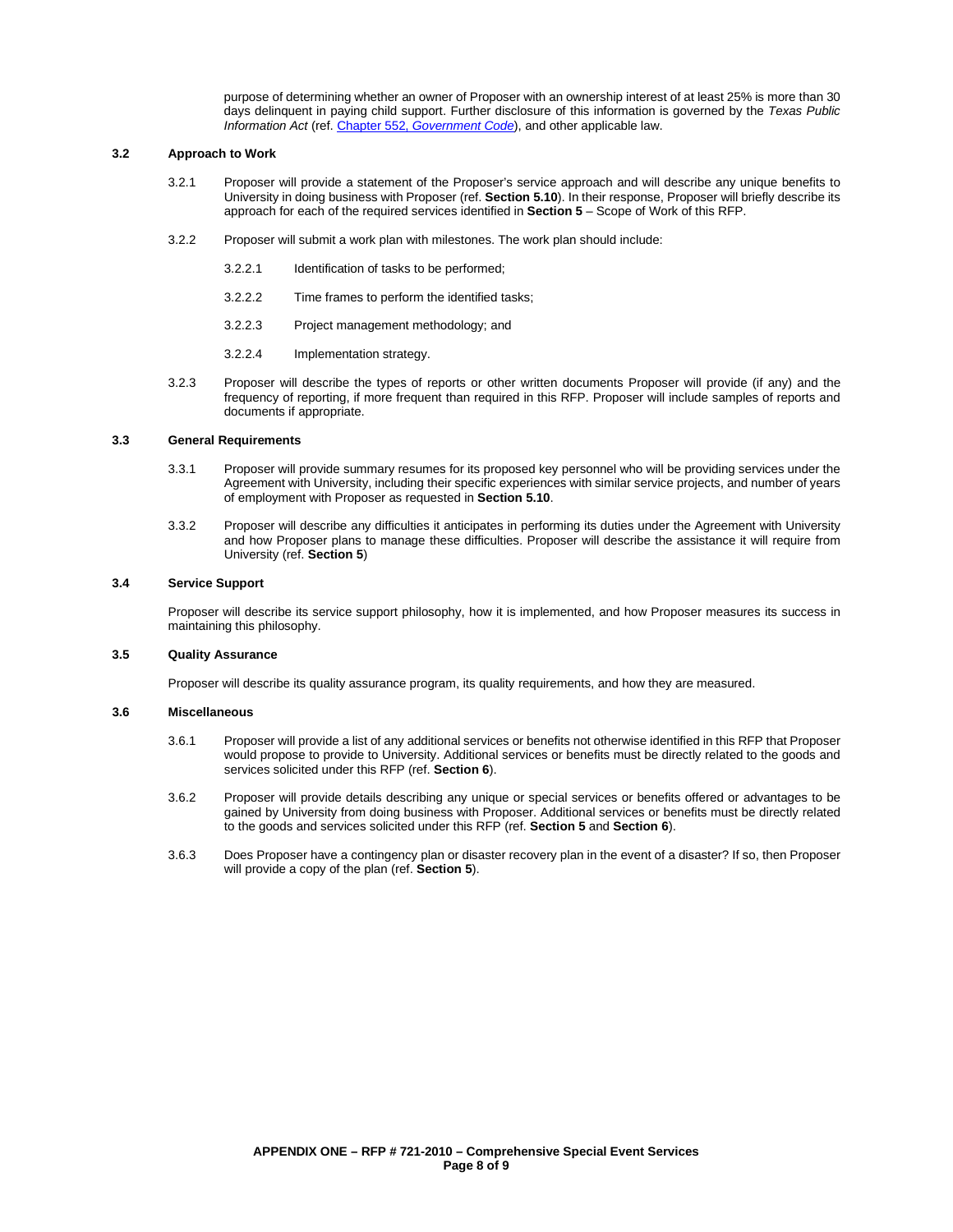purpose of determining whether an owner of Proposer with an ownership interest of at least 25% is more than 30 days delinquent in paying child support. Further disclosure of this information is governed by the *Texas Public Information Act* (ref. [Chapter 552, *Government Code*]), and other applicable law.

### 3.2 Approach to Work

3.2.1 Proposer will provide a statement of the Proposer's service approach and will describe any unique benefits to University in doing business with Proposer (ref. **Section 5.10**). In their response, Proposer will briefly describe its approach for each of the required services identified in **Section 5** – Scope of Work of this RFP.

3.2.2 Proposer will submit a work plan with milestones. The work plan should include:

3.2.2.1 Identification of tasks to be performed;

3.2.2.2 Time frames to perform the identified tasks;

3.2.2.3 Project management methodology; and

3.2.2.4 Implementation strategy.

3.2.3 Proposer will describe the types of reports or other written documents Proposer will provide (if any) and the frequency of reporting, if more frequent than required in this RFP. Proposer will include samples of reports and documents if appropriate.

### 3.3 General Requirements

3.3.1 Proposer will provide summary resumes for its proposed key personnel who will be providing services under the Agreement with University, including their specific experiences with similar service projects, and number of years of employment with Proposer as requested in **Section 5.10**.

3.3.2 Proposer will describe any difficulties it anticipates in performing its duties under the Agreement with University and how Proposer plans to manage these difficulties. Proposer will describe the assistance it will require from University (ref. **Section 5**)

### 3.4 Service Support

Proposer will describe its service support philosophy, how it is implemented, and how Proposer measures its success in maintaining this philosophy.

### 3.5 Quality Assurance

Proposer will describe its quality assurance program, its quality requirements, and how they are measured.

### 3.6 Miscellaneous

3.6.1 Proposer will provide a list of any additional services or benefits not otherwise identified in this RFP that Proposer would propose to provide to University. Additional services or benefits must be directly related to the goods and services solicited under this RFP (ref. **Section 6**).

3.6.2 Proposer will provide details describing any unique or special services or benefits offered or advantages to be gained by University from doing business with Proposer. Additional services or benefits must be directly related to the goods and services solicited under this RFP (ref. **Section 5** and **Section 6**).

3.6.3 Does Proposer have a contingency plan or disaster recovery plan in the event of a disaster? If so, then Proposer will provide a copy of the plan (ref. **Section 5**).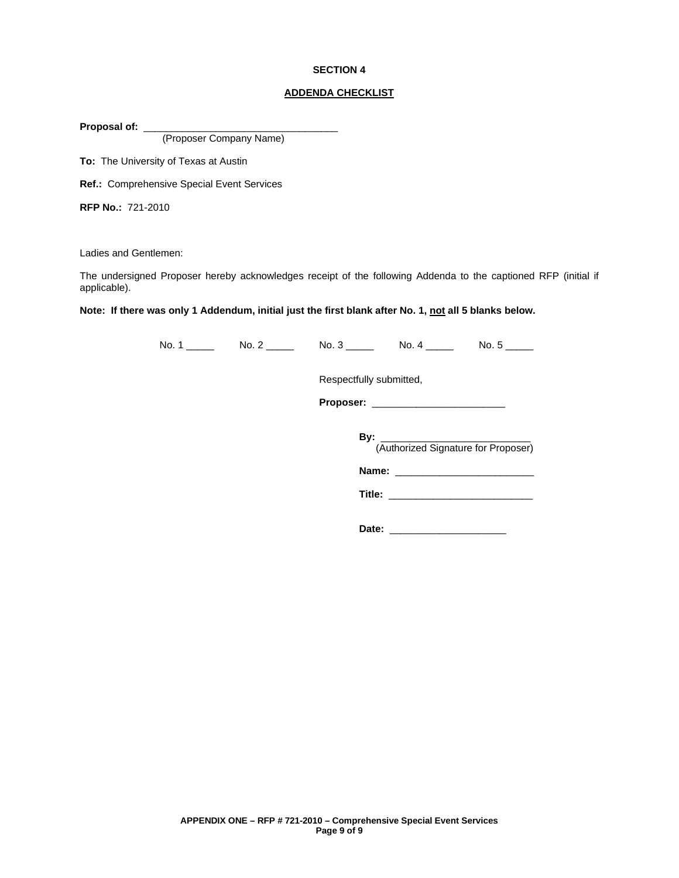## SECTION 4

## ADDENDA CHECKLIST

**Proposal of:** ___________________________________
(Proposer Company Name)

**To:** The University of Texas at Austin

**Ref.:** Comprehensive Special Event Services

**RFP No.:** 721-2010

Ladies and Gentlemen:

The undersigned Proposer hereby acknowledges receipt of the following Addenda to the captioned RFP (initial if applicable).

**Note: If there was only 1 Addendum, initial just the first blank after No. 1, not all 5 blanks below.**

No. 1 _____ No. 2 _____ No. 3 _____ No. 4 _____ No. 5 _____

Respectfully submitted,

**Proposer:** ________________________

**By:** ___________________________
(Authorized Signature for Proposer)

**Name:** _________________________

**Title:** __________________________

**Date:** _____________________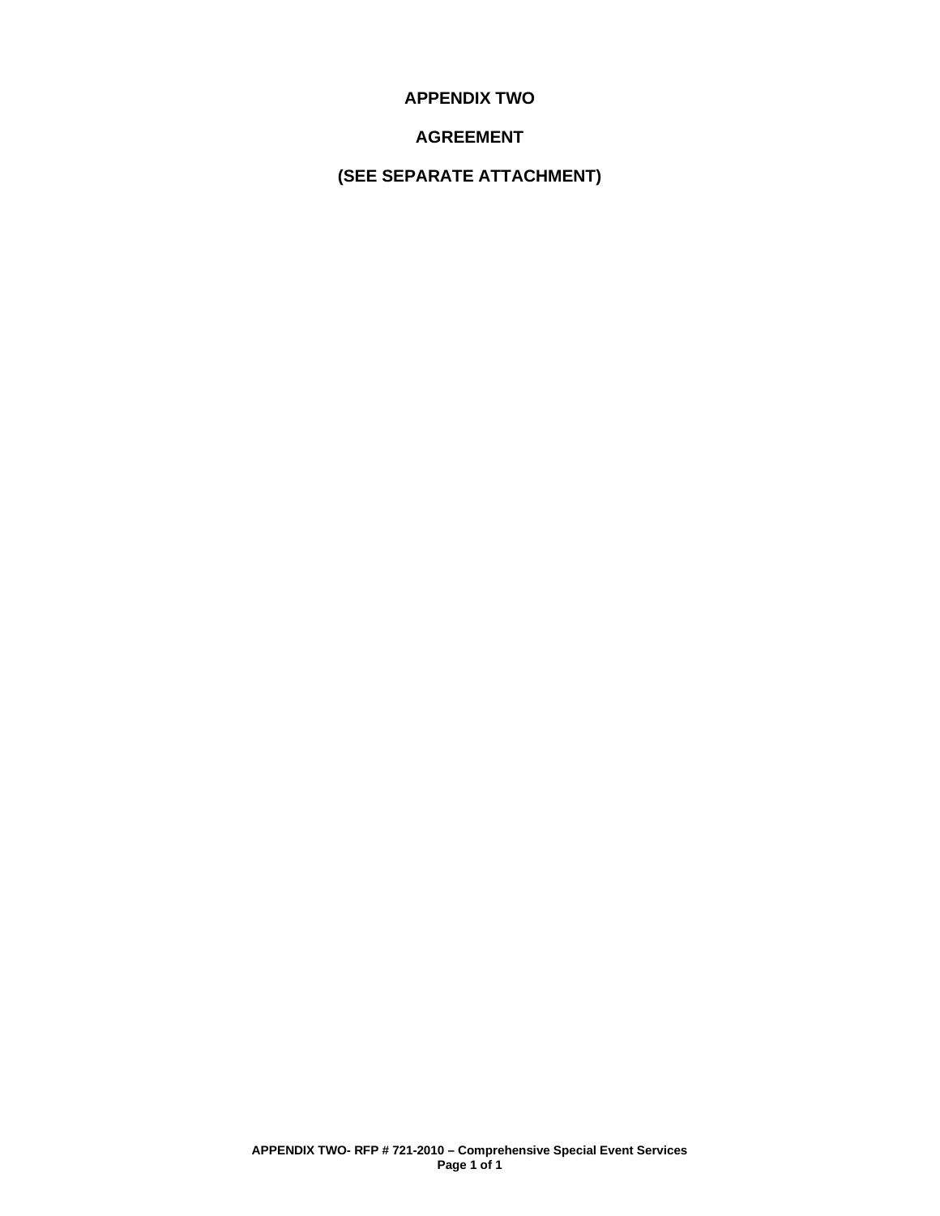# APPENDIX TWO

## AGREEMENT

## (SEE SEPARATE ATTACHMENT)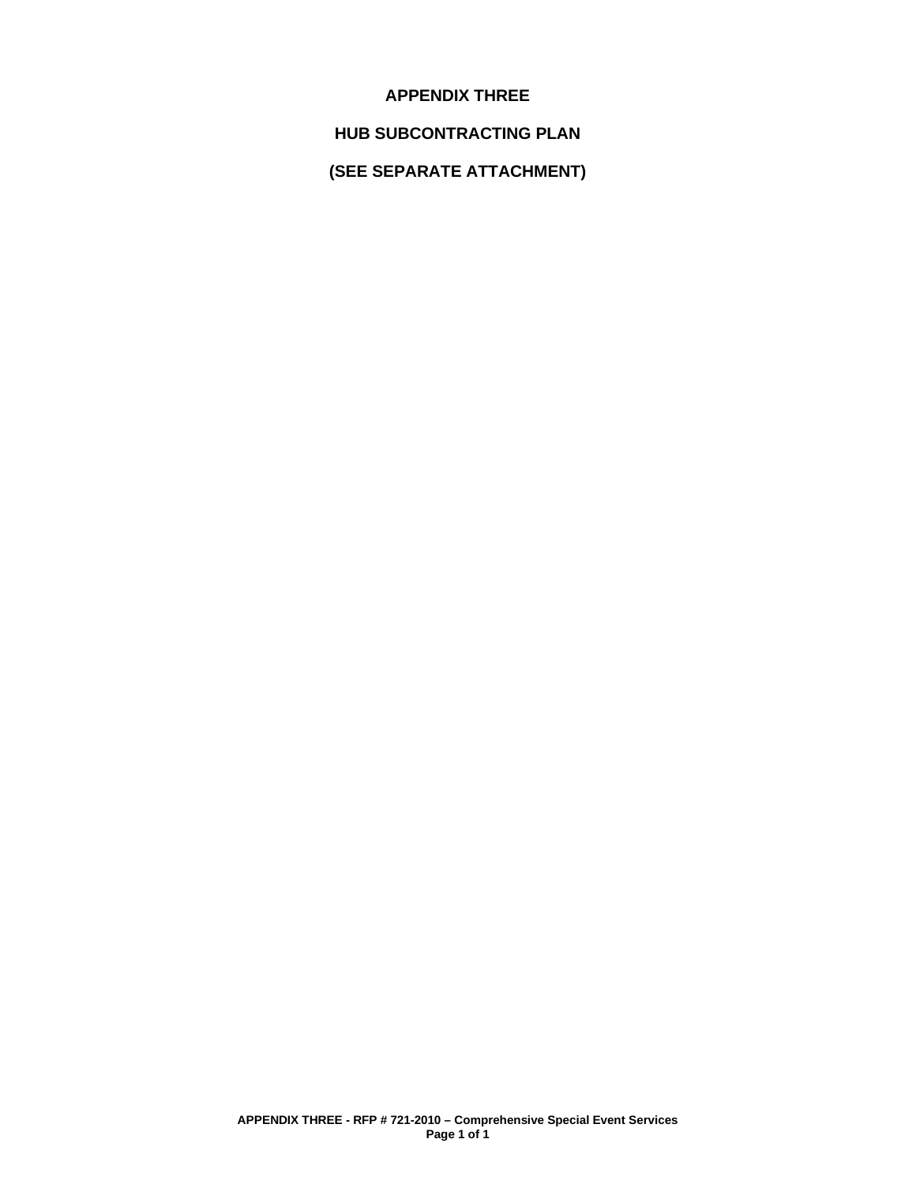# APPENDIX THREE

## HUB SUBCONTRACTING PLAN

## (SEE SEPARATE ATTACHMENT)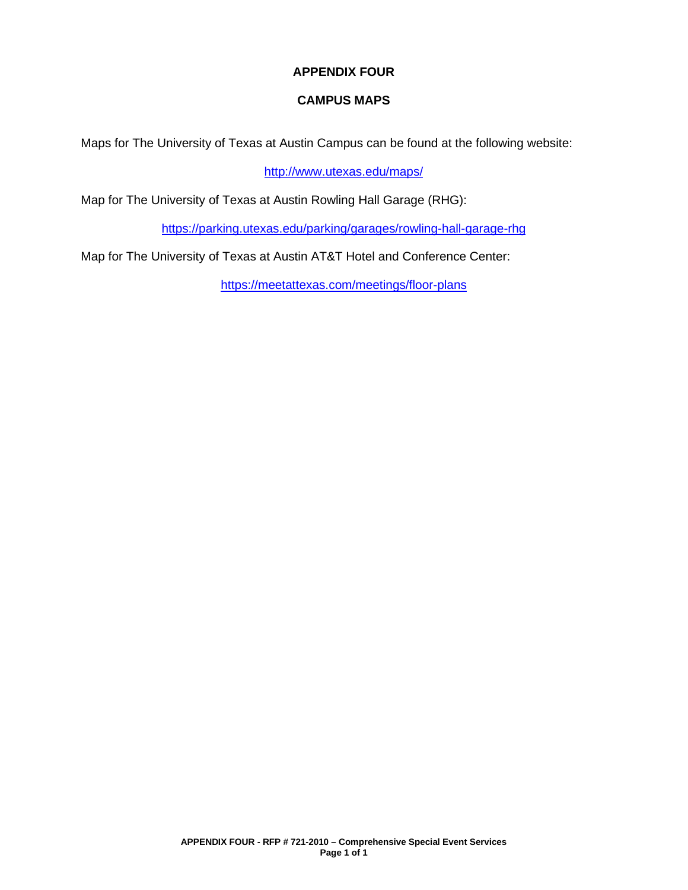# APPENDIX FOUR

## CAMPUS MAPS

Maps for The University of Texas at Austin Campus can be found at the following website:

http://www.utexas.edu/maps/

Map for The University of Texas at Austin Rowling Hall Garage (RHG):

https://parking.utexas.edu/parking/garages/rowling-hall-garage-rhg

Map for The University of Texas at Austin AT&T Hotel and Conference Center:

https://meetattexas.com/meetings/floor-plans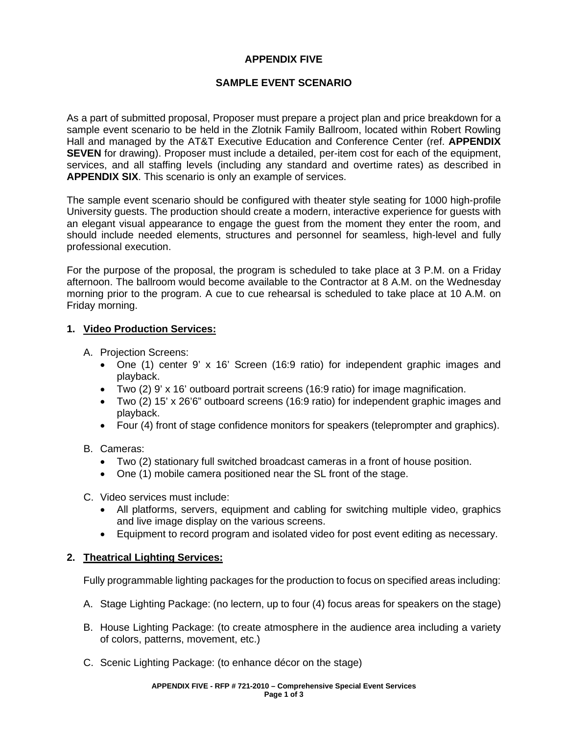# APPENDIX FIVE

## SAMPLE EVENT SCENARIO

As a part of submitted proposal, Proposer must prepare a project plan and price breakdown for a sample event scenario to be held in the Zlotnik Family Ballroom, located within Robert Rowling Hall and managed by the AT&T Executive Education and Conference Center (ref. **APPENDIX SEVEN** for drawing). Proposer must include a detailed, per-item cost for each of the equipment, services, and all staffing levels (including any standard and overtime rates) as described in **APPENDIX SIX**. This scenario is only an example of services.

The sample event scenario should be configured with theater style seating for 1000 high-profile University guests. The production should create a modern, interactive experience for guests with an elegant visual appearance to engage the guest from the moment they enter the room, and should include needed elements, structures and personnel for seamless, high-level and fully professional execution.

For the purpose of the proposal, the program is scheduled to take place at 3 P.M. on a Friday afternoon. The ballroom would become available to the Contractor at 8 A.M. on the Wednesday morning prior to the program. A cue to cue rehearsal is scheduled to take place at 10 A.M. on Friday morning.

### 1. Video Production Services:

A. Projection Screens:
- One (1) center 9' x 16' Screen (16:9 ratio) for independent graphic images and playback.
- Two (2) 9' x 16' outboard portrait screens (16:9 ratio) for image magnification.
- Two (2) 15' x 26'6" outboard screens (16:9 ratio) for independent graphic images and playback.
- Four (4) front of stage confidence monitors for speakers (teleprompter and graphics).

B. Cameras:
- Two (2) stationary full switched broadcast cameras in a front of house position.
- One (1) mobile camera positioned near the SL front of the stage.

C. Video services must include:
- All platforms, servers, equipment and cabling for switching multiple video, graphics and live image display on the various screens.
- Equipment to record program and isolated video for post event editing as necessary.

### 2. Theatrical Lighting Services:

Fully programmable lighting packages for the production to focus on specified areas including:

A. Stage Lighting Package: (no lectern, up to four (4) focus areas for speakers on the stage)

B. House Lighting Package: (to create atmosphere in the audience area including a variety of colors, patterns, movement, etc.)

C. Scenic Lighting Package: (to enhance décor on the stage)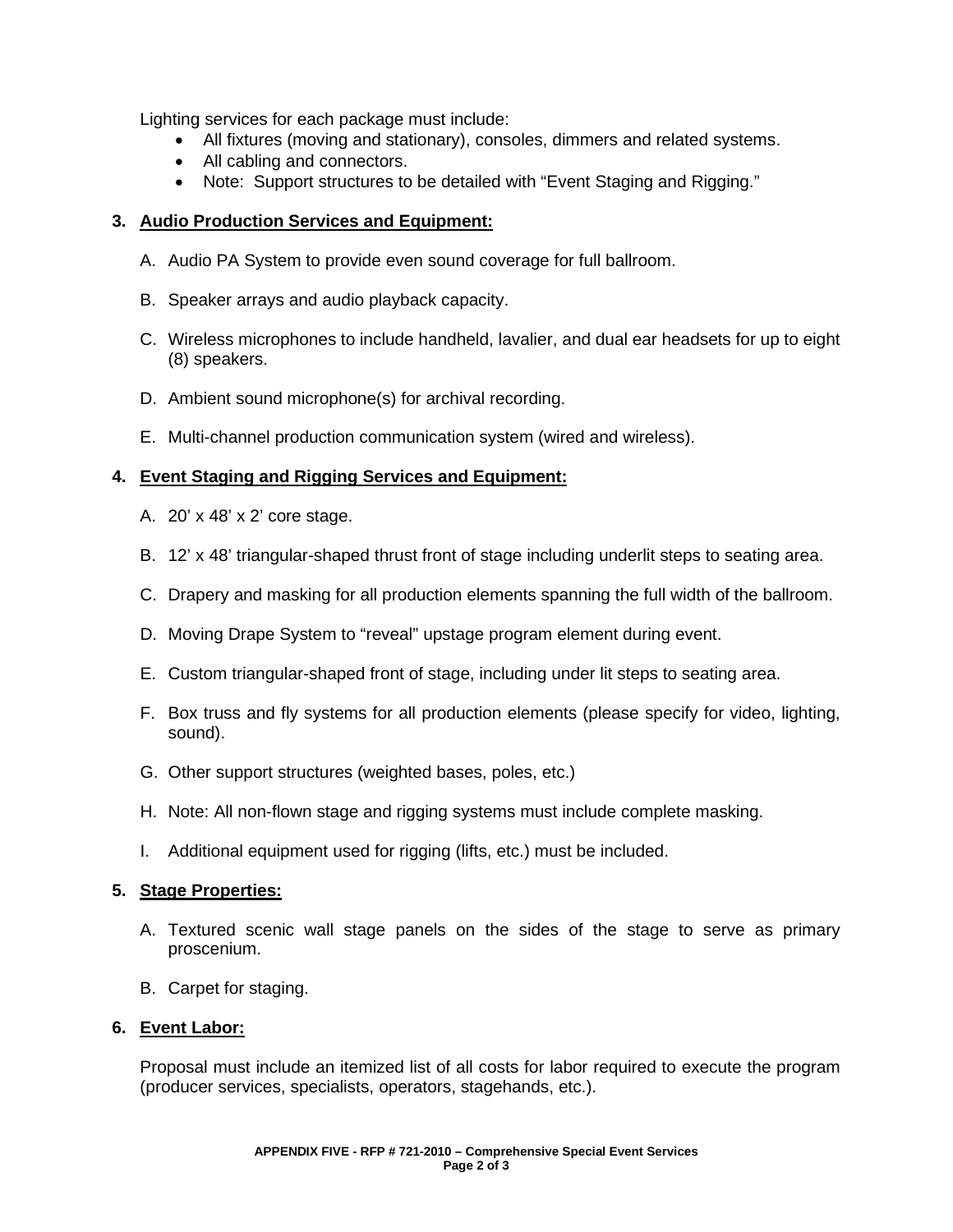Lighting services for each package must include:

- All fixtures (moving and stationary), consoles, dimmers and related systems.
- All cabling and connectors.
- Note: Support structures to be detailed with "Event Staging and Rigging."

**3. <u>Audio Production Services and Equipment:</u>**

A. Audio PA System to provide even sound coverage for full ballroom.

B. Speaker arrays and audio playback capacity.

C. Wireless microphones to include handheld, lavalier, and dual ear headsets for up to eight (8) speakers.

D. Ambient sound microphone(s) for archival recording.

E. Multi-channel production communication system (wired and wireless).

**4. <u>Event Staging and Rigging Services and Equipment:</u>**

A. 20' x 48' x 2' core stage.

B. 12' x 48' triangular-shaped thrust front of stage including underlit steps to seating area.

C. Drapery and masking for all production elements spanning the full width of the ballroom.

D. Moving Drape System to "reveal" upstage program element during event.

E. Custom triangular-shaped front of stage, including under lit steps to seating area.

F. Box truss and fly systems for all production elements (please specify for video, lighting, sound).

G. Other support structures (weighted bases, poles, etc.)

H. Note: All non-flown stage and rigging systems must include complete masking.

I. Additional equipment used for rigging (lifts, etc.) must be included.

**5. <u>Stage Properties:</u>**

A. Textured scenic wall stage panels on the sides of the stage to serve as primary proscenium.

B. Carpet for staging.

**6. <u>Event Labor:</u>**

Proposal must include an itemized list of all costs for labor required to execute the program (producer services, specialists, operators, stagehands, etc.).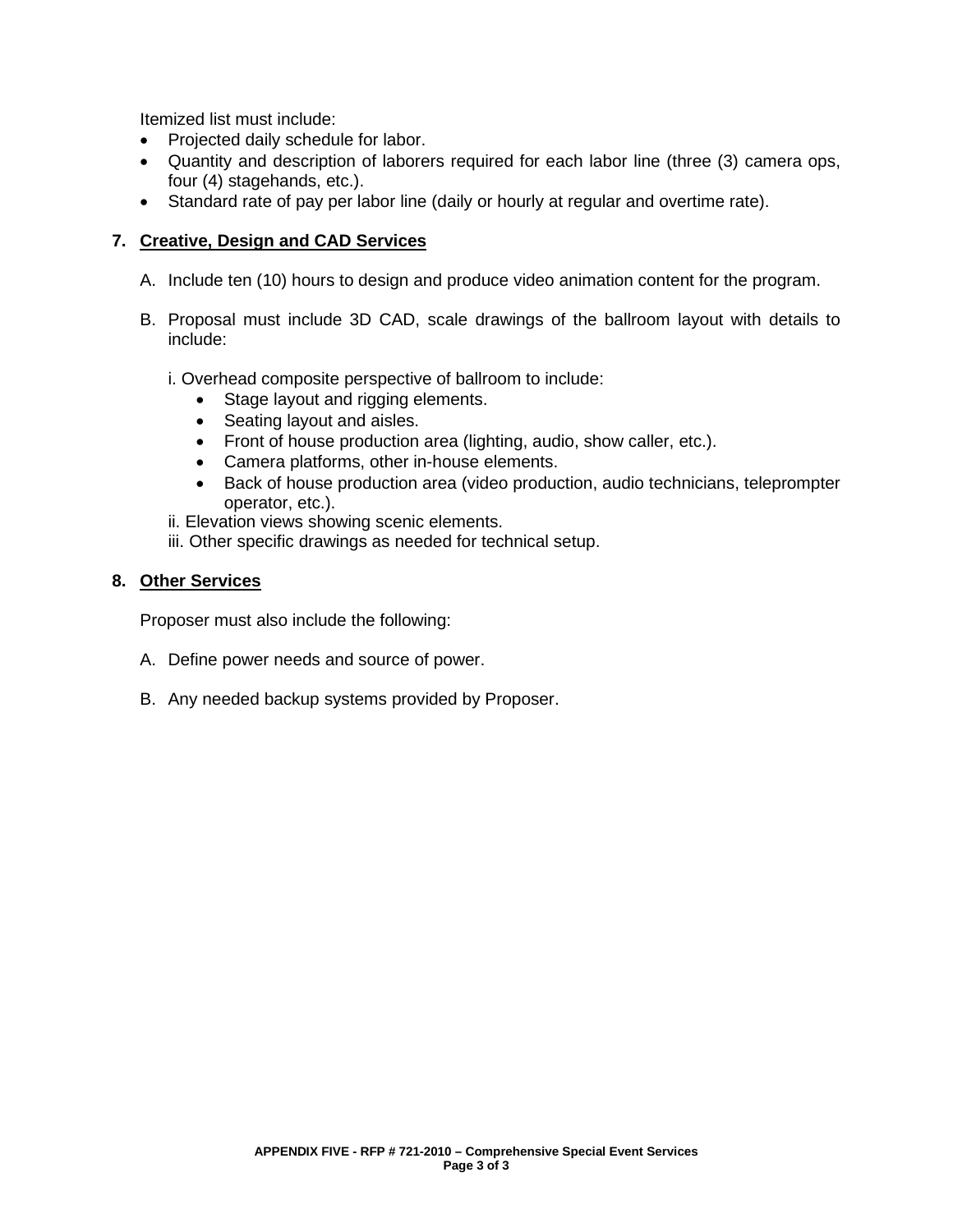Itemized list must include:

- Projected daily schedule for labor.
- Quantity and description of laborers required for each labor line (three (3) camera ops, four (4) stagehands, etc.).
- Standard rate of pay per labor line (daily or hourly at regular and overtime rate).

**7. Creative, Design and CAD Services**

A. Include ten (10) hours to design and produce video animation content for the program.

B. Proposal must include 3D CAD, scale drawings of the ballroom layout with details to include:

   i. Overhead composite perspective of ballroom to include:
   - Stage layout and rigging elements.
   - Seating layout and aisles.
   - Front of house production area (lighting, audio, show caller, etc.).
   - Camera platforms, other in-house elements.
   - Back of house production area (video production, audio technicians, teleprompter operator, etc.).

   ii. Elevation views showing scenic elements.

   iii. Other specific drawings as needed for technical setup.

**8. Other Services**

Proposer must also include the following:

A. Define power needs and source of power.

B. Any needed backup systems provided by Proposer.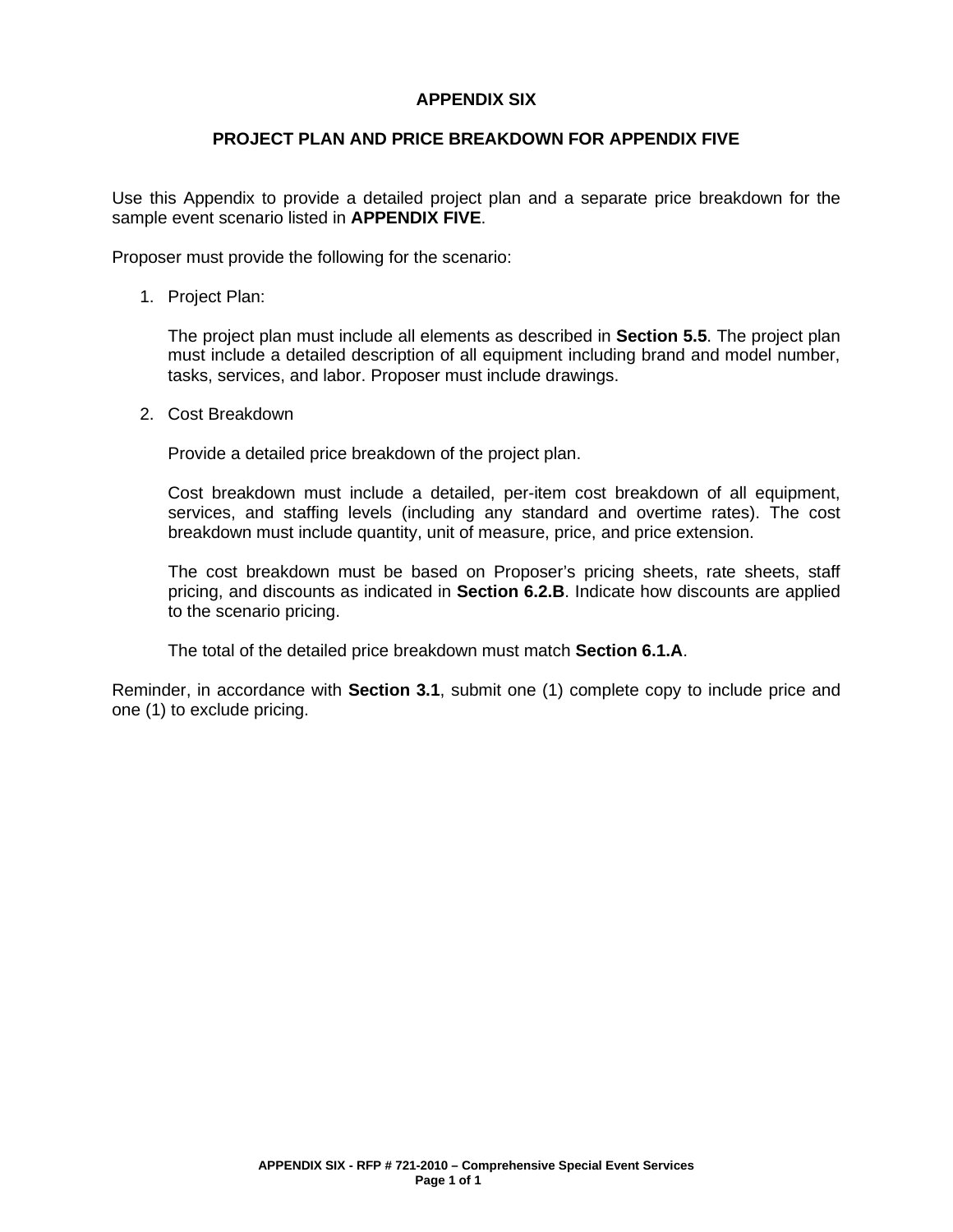# APPENDIX SIX

## PROJECT PLAN AND PRICE BREAKDOWN FOR APPENDIX FIVE

Use this Appendix to provide a detailed project plan and a separate price breakdown for the sample event scenario listed in **APPENDIX FIVE**.

Proposer must provide the following for the scenario:

1. Project Plan:

   The project plan must include all elements as described in **Section 5.5**. The project plan must include a detailed description of all equipment including brand and model number, tasks, services, and labor. Proposer must include drawings.

2. Cost Breakdown

   Provide a detailed price breakdown of the project plan.

   Cost breakdown must include a detailed, per-item cost breakdown of all equipment, services, and staffing levels (including any standard and overtime rates). The cost breakdown must include quantity, unit of measure, price, and price extension.

   The cost breakdown must be based on Proposer's pricing sheets, rate sheets, staff pricing, and discounts as indicated in **Section 6.2.B**. Indicate how discounts are applied to the scenario pricing.

   The total of the detailed price breakdown must match **Section 6.1.A**.

Reminder, in accordance with **Section 3.1**, submit one (1) complete copy to include price and one (1) to exclude pricing.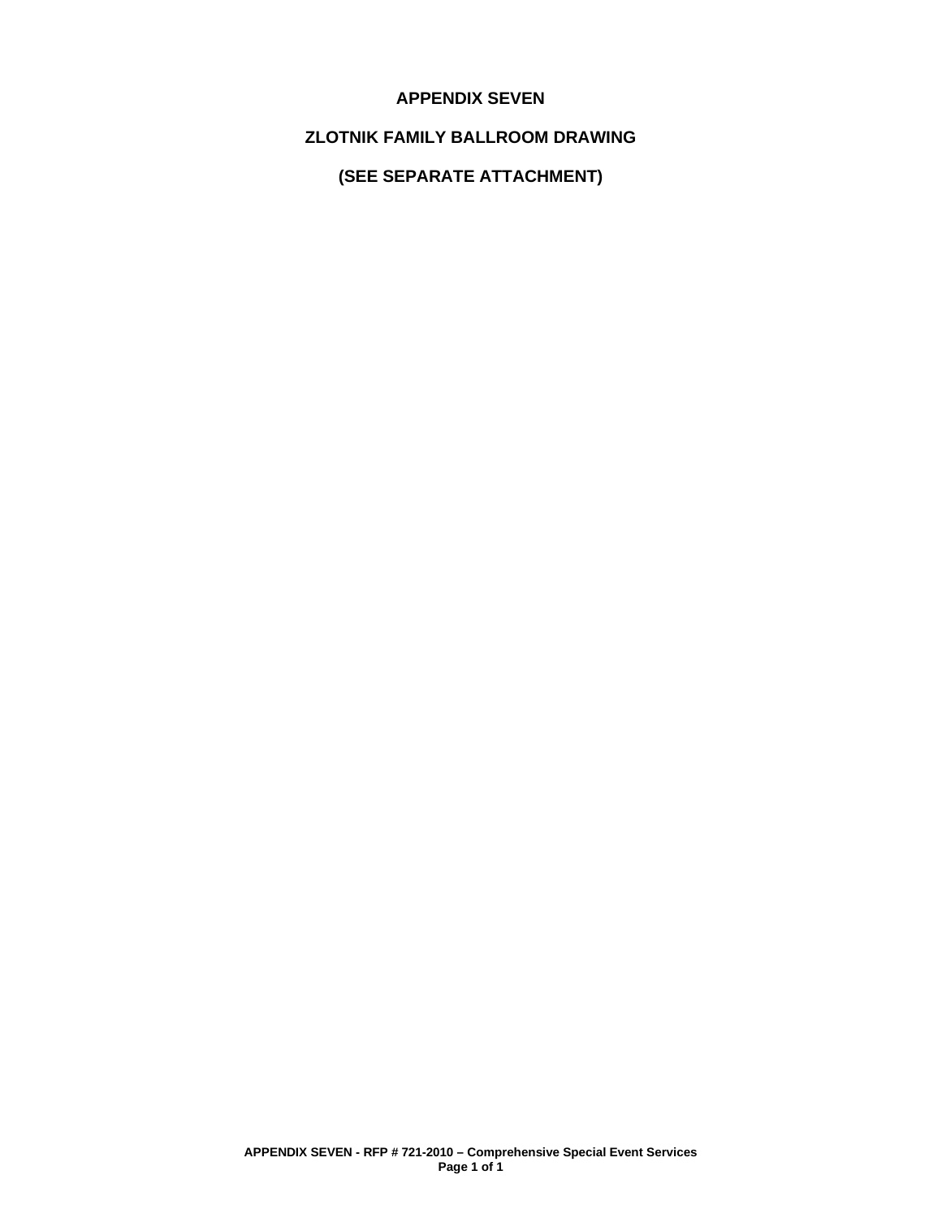# APPENDIX SEVEN

## ZLOTNIK FAMILY BALLROOM DRAWING

## (SEE SEPARATE ATTACHMENT)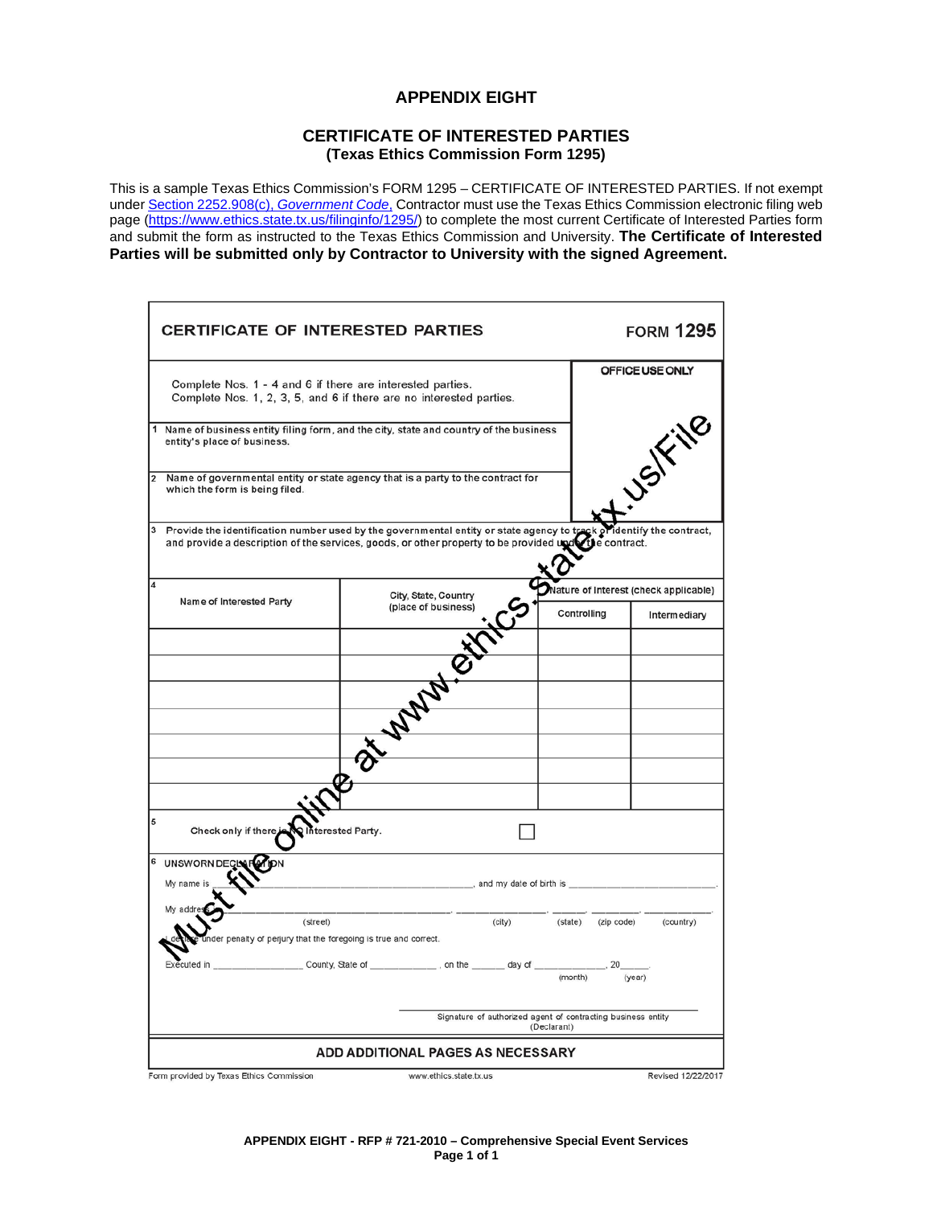# APPENDIX EIGHT

## CERTIFICATE OF INTERESTED PARTIES
### (Texas Ethics Commission Form 1295)

This is a sample Texas Ethics Commission's FORM 1295 – CERTIFICATE OF INTERESTED PARTIES. If not exempt under Section 2252.908(c), *Government Code*, Contractor must use the Texas Ethics Commission electronic filing web page (https://www.ethics.state.tx.us/filinginfo/1295/) to complete the most current Certificate of Interested Parties form and submit the form as instructed to the Texas Ethics Commission and University. **The Certificate of Interested Parties will be submitted only by Contractor to University with the signed Agreement.**

Must file online at www.ethics.state.tx.us/File

**CERTIFICATE OF INTERESTED PARTIES** — **FORM 1295**

Complete Nos. 1 - 4 and 6 if there are interested parties.
Complete Nos. 1, 2, 3, 5, and 6 if there are no interested parties.

OFFICE USE ONLY

1 Name of business entity filing form, and the city, state and country of the business entity's place of business.

2 Name of governmental entity or state agency that is a party to the contract for which the form is being filed.

3 Provide the identification number used by the governmental entity or state agency to track or identify the contract, and provide a description of the services, goods, or other property to be provided under the contract.

4

| Name of Interested Party | City, State, Country (place of business) | Nature of Interest (check applicable) | |
|---|---|---|---|
| | | Controlling | Intermediary |
| | | | |
| | | | |
| | | | |
| | | | |
| | | | |
| | | | |
| | | | |

5 Check only if there is NO Interested Party. ☐

6 UNSWORN DECLARATION

My name is _______________________________________________, and my date of birth is ____________________________.

My address is _______________________________________, _______________, _______, __________, ____________.
(street) (city) (state) (zip code) (country)

I declare under penalty of perjury that the foregoing is true and correct.

Executed in __________________ County, State of _____________, on the ______ day of ______________, 20______.
(month) (year)

_____________________________________________
Signature of authorized agent of contracting business entity
(Declarant)

**ADD ADDITIONAL PAGES AS NECESSARY**

Form provided by Texas Ethics Commission — www.ethics.state.tx.us — Revised 12/22/2017

**APPENDIX EIGHT - RFP # 721-2010 – Comprehensive Special Event Services**